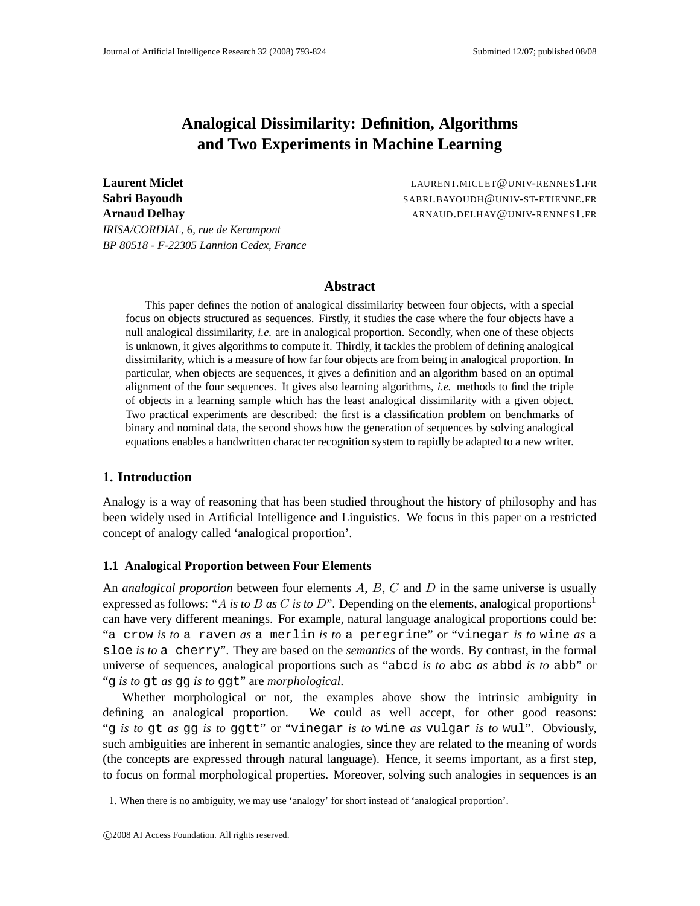# Analogical Dissimilarity: Definition, Algorithms and Two Experiments in Machine Learning

**Laurent Miclet** LAURENT.MICLET@UNIV-RENNES1.FR
**Sabri Bayoudh** SABRI.BAYOUDH@UNIV-ST-ETIENNE.FR
**Arnaud Delhay** ARNAUD.DELHAY@UNIV-RENNES1.FR
*IRISA/CORDIAL, 6, rue de Kerampont*
*BP 80518 - F-22305 Lannion Cedex, France*

## Abstract

This paper defines the notion of analogical dissimilarity between four objects, with a special focus on objects structured as sequences. Firstly, it studies the case where the four objects have a null analogical dissimilarity, *i.e.* are in analogical proportion. Secondly, when one of these objects is unknown, it gives algorithms to compute it. Thirdly, it tackles the problem of defining analogical dissimilarity, which is a measure of how far four objects are from being in analogical proportion. In particular, when objects are sequences, it gives a definition and an algorithm based on an optimal alignment of the four sequences. It gives also learning algorithms, *i.e.* methods to find the triple of objects in a learning sample which has the least analogical dissimilarity with a given object. Two practical experiments are described: the first is a classification problem on benchmarks of binary and nominal data, the second shows how the generation of sequences by solving analogical equations enables a handwritten character recognition system to rapidly be adapted to a new writer.

## 1. Introduction

Analogy is a way of reasoning that has been studied throughout the history of philosophy and has been widely used in Artificial Intelligence and Linguistics. We focus in this paper on a restricted concept of analogy called 'analogical proportion'.

### 1.1 Analogical Proportion between Four Elements

An *analogical proportion* between four elements $A$, $B$, $C$ and $D$ in the same universe is usually expressed as follows: "$A$ *is to* $B$ *as* $C$ *is to* $D$". Depending on the elements, analogical proportions[1] can have very different meanings. For example, natural language analogical proportions could be: "`a crow` *is to* `a raven` *as* `a merlin` *is to* `a peregrine`" or "`vinegar` *is to* `wine` *as* `a sloe` *is to* `a cherry`". They are based on the *semantics* of the words. By contrast, in the formal universe of sequences, analogical proportions such as "`abcd` *is to* `abc` *as* `abbd` *is to* `abb`" or "`g` *is to* `gt` *as* `gg` *is to* `ggt`" are *morphological*.

Whether morphological or not, the examples above show the intrinsic ambiguity in defining an analogical proportion. We could as well accept, for other good reasons: "`g` *is to* `gt` *as* `gg` *is to* `ggtt`" or "`vinegar` *is to* `wine` *as* `vulgar` *is to* `wul`". Obviously, such ambiguities are inherent in semantic analogies, since they are related to the meaning of words (the concepts are expressed through natural language). Hence, it seems important, as a first step, to focus on formal morphological properties. Moreover, solving such analogies in sequences is an

1. When there is no ambiguity, we may use 'analogy' for short instead of 'analogical proportion'.

©2008 AI Access Foundation. All rights reserved.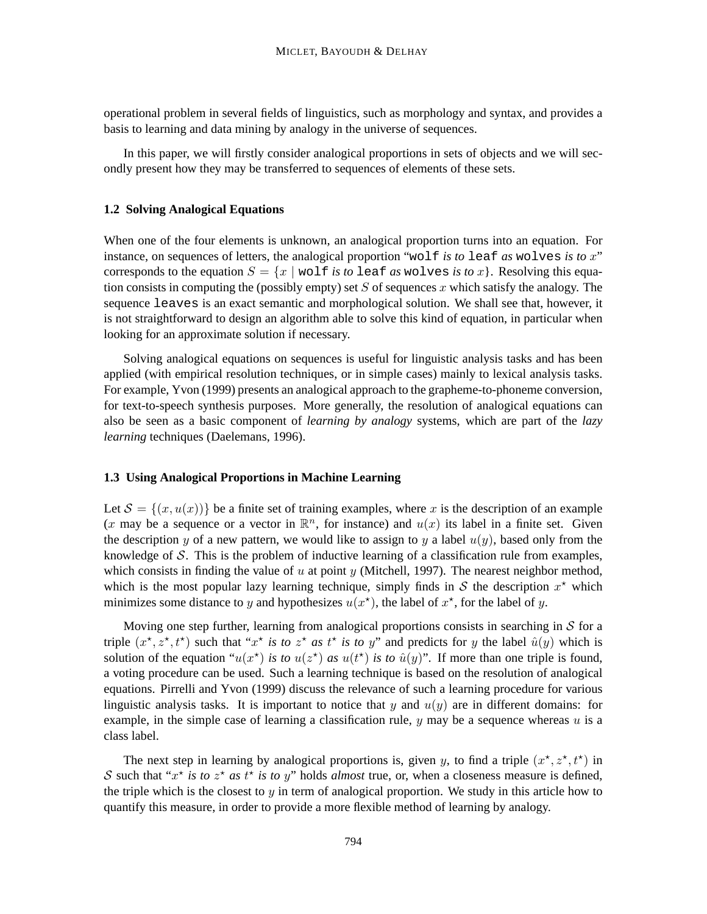operational problem in several fields of linguistics, such as morphology and syntax, and provides a basis to learning and data mining by analogy in the universe of sequences.

In this paper, we will firstly consider analogical proportions in sets of objects and we will secondly present how they may be transferred to sequences of elements of these sets.

### 1.2 Solving Analogical Equations

When one of the four elements is unknown, an analogical proportion turns into an equation. For instance, on sequences of letters, the analogical proportion "`wolf` *is to* `leaf` *as* `wolves` *is to* $x$" corresponds to the equation $S = \{x \mid \texttt{wolf} \textit{ is to } \texttt{leaf} \textit{ as } \texttt{wolves} \textit{ is to } x\}$. Resolving this equation consists in computing the (possibly empty) set $S$ of sequences $x$ which satisfy the analogy. The sequence `leaves` is an exact semantic and morphological solution. We shall see that, however, it is not straightforward to design an algorithm able to solve this kind of equation, in particular when looking for an approximate solution if necessary.

Solving analogical equations on sequences is useful for linguistic analysis tasks and has been applied (with empirical resolution techniques, or in simple cases) mainly to lexical analysis tasks. For example, Yvon (1999) presents an analogical approach to the grapheme-to-phoneme conversion, for text-to-speech synthesis purposes. More generally, the resolution of analogical equations can also be seen as a basic component of *learning by analogy* systems, which are part of the *lazy learning* techniques (Daelemans, 1996).

### 1.3 Using Analogical Proportions in Machine Learning

Let $\mathcal{S} = \{(x, u(x))\}$ be a finite set of training examples, where $x$ is the description of an example ($x$ may be a sequence or a vector in $\mathbb{R}^n$, for instance) and $u(x)$ its label in a finite set. Given the description $y$ of a new pattern, we would like to assign to $y$ a label $u(y)$, based only from the knowledge of $\mathcal{S}$. This is the problem of inductive learning of a classification rule from examples, which consists in finding the value of $u$ at point $y$ (Mitchell, 1997). The nearest neighbor method, which is the most popular lazy learning technique, simply finds in $\mathcal{S}$ the description $x^\star$ which minimizes some distance to $y$ and hypothesizes $u(x^\star)$, the label of $x^\star$, for the label of $y$.

Moving one step further, learning from analogical proportions consists in searching in $\mathcal{S}$ for a triple $(x^\star, z^\star, t^\star)$ such that "$x^\star$ *is to* $z^\star$ *as* $t^\star$ *is to* $y$" and predicts for $y$ the label $\hat{u}(y)$ which is solution of the equation "$u(x^\star)$ *is to* $u(z^\star)$ *as* $u(t^\star)$ *is to* $\hat{u}(y)$". If more than one triple is found, a voting procedure can be used. Such a learning technique is based on the resolution of analogical equations. Pirrelli and Yvon (1999) discuss the relevance of such a learning procedure for various linguistic analysis tasks. It is important to notice that $y$ and $u(y)$ are in different domains: for example, in the simple case of learning a classification rule, $y$ may be a sequence whereas $u$ is a class label.

The next step in learning by analogical proportions is, given $y$, to find a triple $(x^\star, z^\star, t^\star)$ in $\mathcal{S}$ such that "$x^\star$ *is to* $z^\star$ *as* $t^\star$ *is to* $y$" holds *almost* true, or, when a closeness measure is defined, the triple which is the closest to $y$ in term of analogical proportion. We study in this article how to quantify this measure, in order to provide a more flexible method of learning by analogy.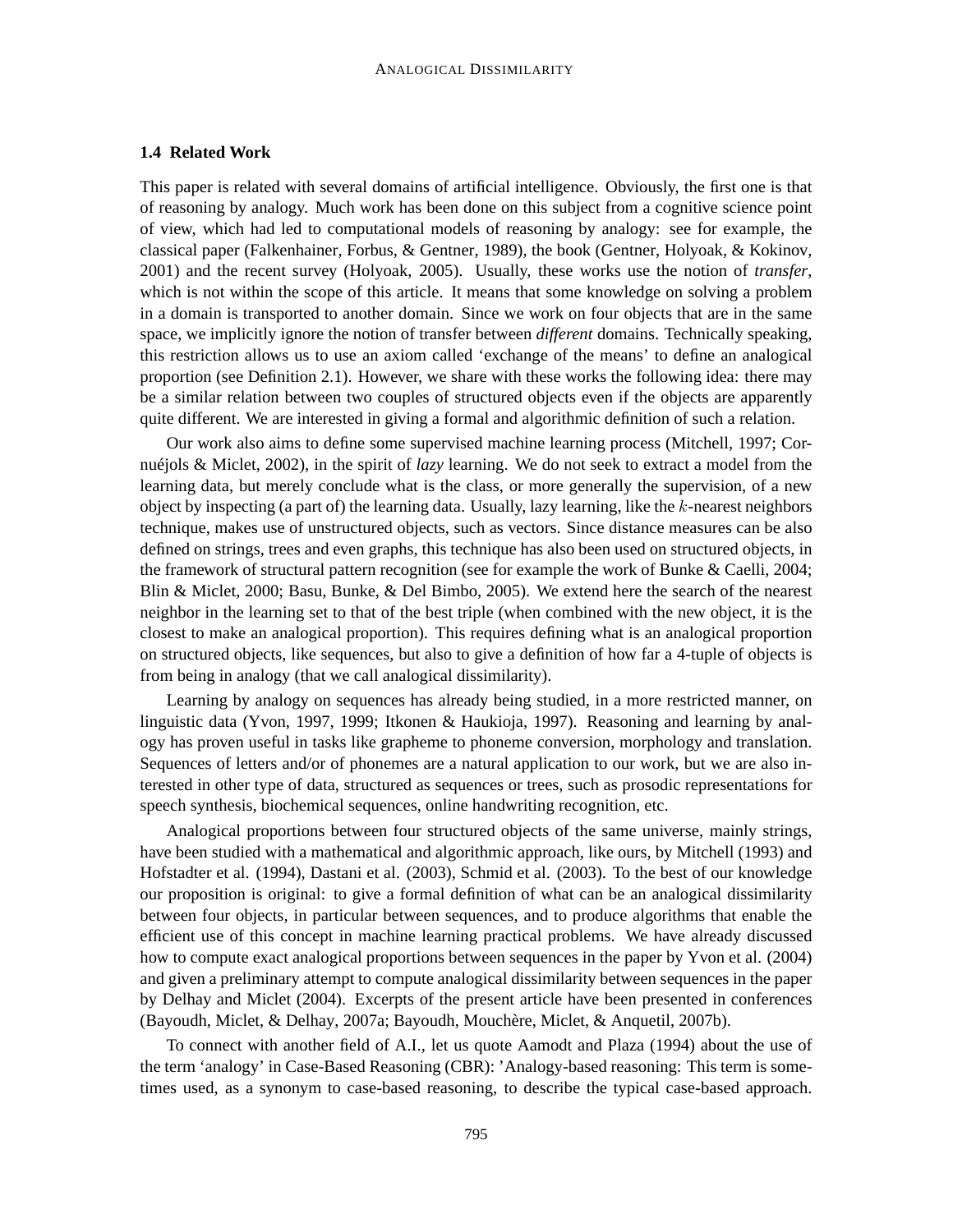### 1.4 Related Work

This paper is related with several domains of artificial intelligence. Obviously, the first one is that of reasoning by analogy. Much work has been done on this subject from a cognitive science point of view, which had led to computational models of reasoning by analogy: see for example, the classical paper (Falkenhainer, Forbus, & Gentner, 1989), the book (Gentner, Holyoak, & Kokinov, 2001) and the recent survey (Holyoak, 2005). Usually, these works use the notion of *transfer*, which is not within the scope of this article. It means that some knowledge on solving a problem in a domain is transported to another domain. Since we work on four objects that are in the same space, we implicitly ignore the notion of transfer between *different* domains. Technically speaking, this restriction allows us to use an axiom called 'exchange of the means' to define an analogical proportion (see Definition 2.1). However, we share with these works the following idea: there may be a similar relation between two couples of structured objects even if the objects are apparently quite different. We are interested in giving a formal and algorithmic definition of such a relation.

Our work also aims to define some supervised machine learning process (Mitchell, 1997; Cornuéjols & Miclet, 2002), in the spirit of *lazy* learning. We do not seek to extract a model from the learning data, but merely conclude what is the class, or more generally the supervision, of a new object by inspecting (a part of) the learning data. Usually, lazy learning, like the $k$-nearest neighbors technique, makes use of unstructured objects, such as vectors. Since distance measures can be also defined on strings, trees and even graphs, this technique has also been used on structured objects, in the framework of structural pattern recognition (see for example the work of Bunke & Caelli, 2004; Blin & Miclet, 2000; Basu, Bunke, & Del Bimbo, 2005). We extend here the search of the nearest neighbor in the learning set to that of the best triple (when combined with the new object, it is the closest to make an analogical proportion). This requires defining what is an analogical proportion on structured objects, like sequences, but also to give a definition of how far a 4-tuple of objects is from being in analogy (that we call analogical dissimilarity).

Learning by analogy on sequences has already being studied, in a more restricted manner, on linguistic data (Yvon, 1997, 1999; Itkonen & Haukioja, 1997). Reasoning and learning by analogy has proven useful in tasks like grapheme to phoneme conversion, morphology and translation. Sequences of letters and/or of phonemes are a natural application to our work, but we are also interested in other type of data, structured as sequences or trees, such as prosodic representations for speech synthesis, biochemical sequences, online handwriting recognition, etc.

Analogical proportions between four structured objects of the same universe, mainly strings, have been studied with a mathematical and algorithmic approach, like ours, by Mitchell (1993) and Hofstadter et al. (1994), Dastani et al. (2003), Schmid et al. (2003). To the best of our knowledge our proposition is original: to give a formal definition of what can be an analogical dissimilarity between four objects, in particular between sequences, and to produce algorithms that enable the efficient use of this concept in machine learning practical problems. We have already discussed how to compute exact analogical proportions between sequences in the paper by Yvon et al. (2004) and given a preliminary attempt to compute analogical dissimilarity between sequences in the paper by Delhay and Miclet (2004). Excerpts of the present article have been presented in conferences (Bayoudh, Miclet, & Delhay, 2007a; Bayoudh, Mouchère, Miclet, & Anquetil, 2007b).

To connect with another field of A.I., let us quote Aamodt and Plaza (1994) about the use of the term 'analogy' in Case-Based Reasoning (CBR): 'Analogy-based reasoning: This term is sometimes used, as a synonym to case-based reasoning, to describe the typical case-based approach.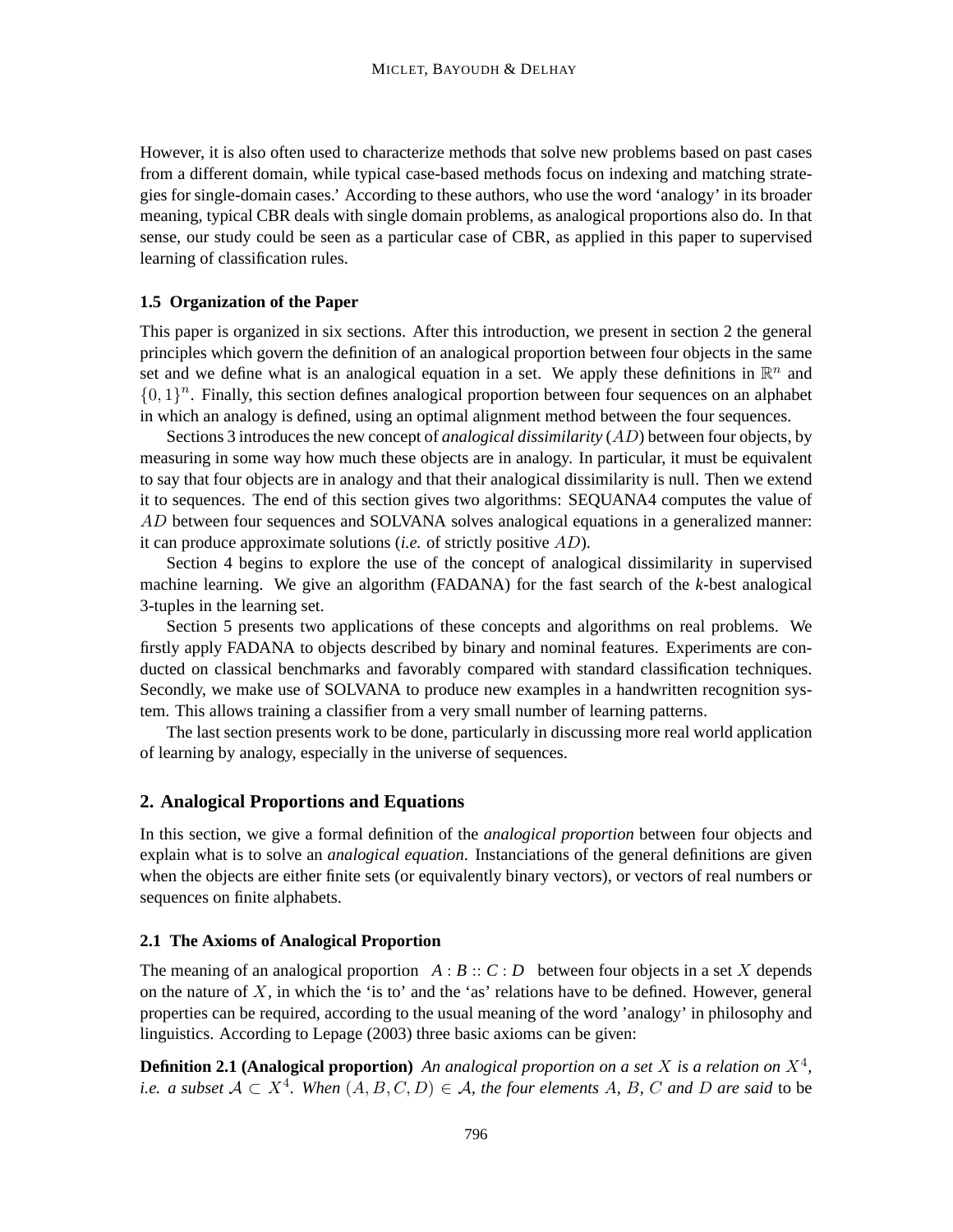However, it is also often used to characterize methods that solve new problems based on past cases from a different domain, while typical case-based methods focus on indexing and matching strategies for single-domain cases.' According to these authors, who use the word 'analogy' in its broader meaning, typical CBR deals with single domain problems, as analogical proportions also do. In that sense, our study could be seen as a particular case of CBR, as applied in this paper to supervised learning of classification rules.

### 1.5 Organization of the Paper

This paper is organized in six sections. After this introduction, we present in section 2 the general principles which govern the definition of an analogical proportion between four objects in the same set and we define what is an analogical equation in a set. We apply these definitions in $\mathbb{R}^n$ and $\{0, 1\}^n$. Finally, this section defines analogical proportion between four sequences on an alphabet in which an analogy is defined, using an optimal alignment method between the four sequences.

Sections 3 introduces the new concept of *analogical dissimilarity* ($AD$) between four objects, by measuring in some way how much these objects are in analogy. In particular, it must be equivalent to say that four objects are in analogy and that their analogical dissimilarity is null. Then we extend it to sequences. The end of this section gives two algorithms: SEQUANA4 computes the value of $AD$ between four sequences and SOLVANA solves analogical equations in a generalized manner: it can produce approximate solutions (*i.e.* of strictly positive $AD$).

Section 4 begins to explore the use of the concept of analogical dissimilarity in supervised machine learning. We give an algorithm (FADANA) for the fast search of the *k*-best analogical 3-tuples in the learning set.

Section 5 presents two applications of these concepts and algorithms on real problems. We firstly apply FADANA to objects described by binary and nominal features. Experiments are conducted on classical benchmarks and favorably compared with standard classification techniques. Secondly, we make use of SOLVANA to produce new examples in a handwritten recognition system. This allows training a classifier from a very small number of learning patterns.

The last section presents work to be done, particularly in discussing more real world application of learning by analogy, especially in the universe of sequences.

## 2. Analogical Proportions and Equations

In this section, we give a formal definition of the *analogical proportion* between four objects and explain what is to solve an *analogical equation*. Instanciations of the general definitions are given when the objects are either finite sets (or equivalently binary vectors), or vectors of real numbers or sequences on finite alphabets.

### 2.1 The Axioms of Analogical Proportion

The meaning of an analogical proportion $A : B :: C : D$ between four objects in a set $X$ depends on the nature of $X$, in which the 'is to' and the 'as' relations have to be defined. However, general properties can be required, according to the usual meaning of the word 'analogy' in philosophy and linguistics. According to Lepage (2003) three basic axioms can be given:

**Definition 2.1 (Analogical proportion)** *An analogical proportion on a set $X$ is a relation on $X^4$, i.e. a subset $\mathcal{A} \subset X^4$. When $(A, B, C, D) \in \mathcal{A}$, the four elements $A$, $B$, $C$ and $D$ are said* to be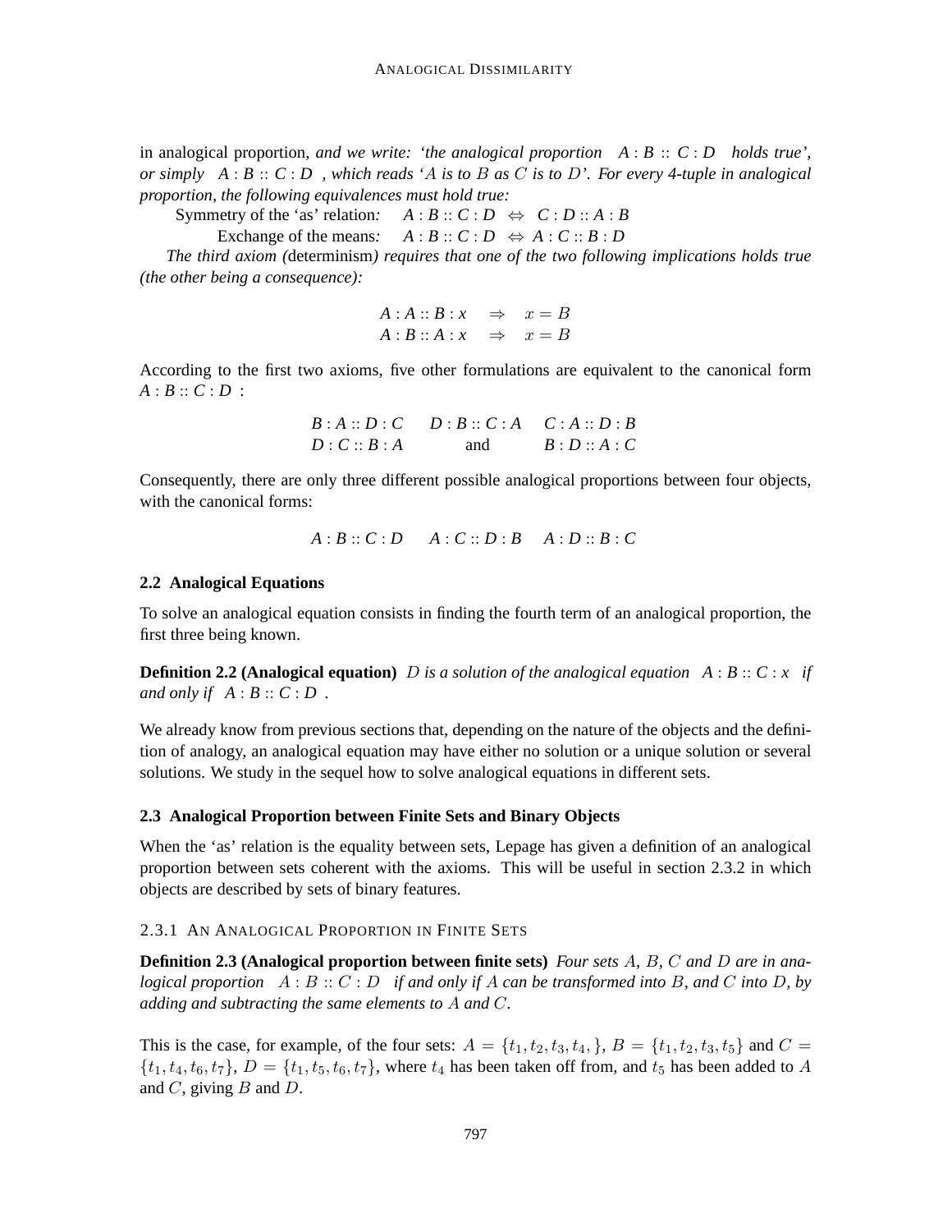in analogical proportion*, and we write: 'the analogical proportion* $A : B :: C : D$ *holds true', or simply* $A : B :: C : D$ *, which reads '$A$ is to $B$ as $C$ is to $D$'. For every 4-tuple in analogical proportion, the following equivalences must hold true:*

Symmetry of the 'as' relation*:* $A : B :: C : D \;\Leftrightarrow\; C : D :: A : B$

Exchange of the means*:* $A : B :: C : D \;\Leftrightarrow\; A : C :: B : D$

*The third axiom (*determinism*) requires that one of the two following implications holds true (the other being a consequence):*

$$
\begin{aligned}
A : A :: B : x \quad &\Rightarrow \quad x = B \\
A : B :: A : x \quad &\Rightarrow \quad x = B
\end{aligned}
$$

According to the first two axioms, five other formulations are equivalent to the canonical form $A : B :: C : D$ :

$$
\begin{array}{ccc}
B : A :: D : C & D : B :: C : A & C : A :: D : B \\
D : C :: B : A & \text{and} & B : D :: A : C
\end{array}
$$

Consequently, there are only three different possible analogical proportions between four objects, with the canonical forms:

$$
A : B :: C : D \qquad A : C :: D : B \qquad A : D :: B : C
$$

### 2.2 Analogical Equations

To solve an analogical equation consists in finding the fourth term of an analogical proportion, the first three being known.

**Definition 2.2 (Analogical equation)** *$D$ is a solution of the analogical equation* $A : B :: C : x$ *if and only if* $A : B :: C : D$ *.*

We already know from previous sections that, depending on the nature of the objects and the definition of analogy, an analogical equation may have either no solution or a unique solution or several solutions. We study in the sequel how to solve analogical equations in different sets.

### 2.3 Analogical Proportion between Finite Sets and Binary Objects

When the 'as' relation is the equality between sets, Lepage has given a definition of an analogical proportion between sets coherent with the axioms. This will be useful in section 2.3.2 in which objects are described by sets of binary features.

#### 2.3.1 An Analogical Proportion in Finite Sets

**Definition 2.3 (Analogical proportion between finite sets)** *Four sets $A$, $B$, $C$ and $D$ are in analogical proportion* $A : B :: C : D$ *if and only if $A$ can be transformed into $B$, and $C$ into $D$, by adding and subtracting the same elements to $A$ and $C$.*

This is the case, for example, of the four sets: $A = \{t_1, t_2, t_3, t_4, \}$, $B = \{t_1, t_2, t_3, t_5\}$ and $C = \{t_1, t_4, t_6, t_7\}$, $D = \{t_1, t_5, t_6, t_7\}$, where $t_4$ has been taken off from, and $t_5$ has been added to $A$ and $C$, giving $B$ and $D$.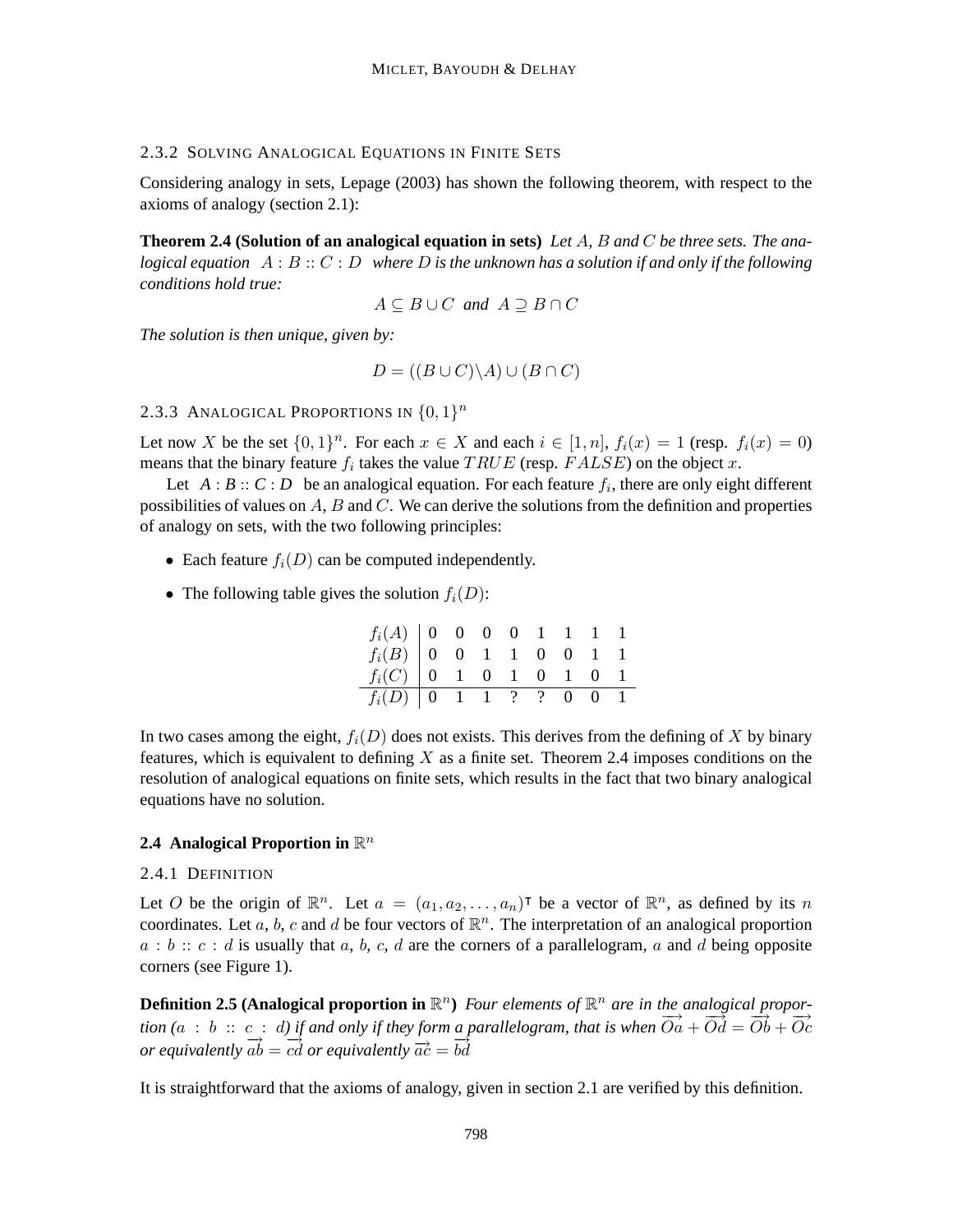### 2.3.2 Solving Analogical Equations in Finite Sets

Considering analogy in sets, Lepage (2003) has shown the following theorem, with respect to the axioms of analogy (section 2.1):

**Theorem 2.4 (Solution of an analogical equation in sets)** *Let $A$, $B$ and $C$ be three sets. The analogical equation $A : B :: C : D$ where $D$ is the unknown has a solution if and only if the following conditions hold true:*

$$A \subseteq B \cup C \text{ and } A \supseteq B \cap C$$

*The solution is then unique, given by:*

$$D = ((B \cup C) \backslash A) \cup (B \cap C)$$

### 2.3.3 Analogical Proportions in $\{0,1\}^n$

Let now $X$ be the set $\{0,1\}^n$. For each $x \in X$ and each $i \in [1,n]$, $f_i(x) = 1$ (resp. $f_i(x) = 0$) means that the binary feature $f_i$ takes the value $TRUE$ (resp. $FALSE$) on the object $x$.

Let $A : B :: C : D$ be an analogical equation. For each feature $f_i$, there are only eight different possibilities of values on $A$, $B$ and $C$. We can derive the solutions from the definition and properties of analogy on sets, with the two following principles:

- Each feature $f_i(D)$ can be computed independently.
- The following table gives the solution $f_i(D)$:

| $f_i(A)$ | 0 | 0 | 0 | 0 | 1 | 1 | 1 | 1 |
|---|---|---|---|---|---|---|---|---|
| $f_i(B)$ | 0 | 0 | 1 | 1 | 0 | 0 | 1 | 1 |
| $f_i(C)$ | 0 | 1 | 0 | 1 | 0 | 1 | 0 | 1 |
| $f_i(D)$ | 0 | 1 | 1 | ? | ? | 0 | 0 | 1 |

In two cases among the eight, $f_i(D)$ does not exists. This derives from the defining of $X$ by binary features, which is equivalent to defining $X$ as a finite set. Theorem 2.4 imposes conditions on the resolution of analogical equations on finite sets, which results in the fact that two binary analogical equations have no solution.

## 2.4 Analogical Proportion in $\mathbb{R}^n$

### 2.4.1 Definition

Let $O$ be the origin of $\mathbb{R}^n$. Let $a = (a_1, a_2, \ldots, a_n)^\intercal$ be a vector of $\mathbb{R}^n$, as defined by its $n$ coordinates. Let $a$, $b$, $c$ and $d$ be four vectors of $\mathbb{R}^n$. The interpretation of an analogical proportion $a : b :: c : d$ is usually that $a$, $b$, $c$, $d$ are the corners of a parallelogram, $a$ and $d$ being opposite corners (see Figure 1).

**Definition 2.5 (Analogical proportion in $\mathbb{R}^n$)** *Four elements of $\mathbb{R}^n$ are in the analogical proportion ($a : b :: c : d$) if and only if they form a parallelogram, that is when $\overrightarrow{Oa} + \overrightarrow{Od} = \overrightarrow{Ob} + \overrightarrow{Oc}$ or equivalently $\overrightarrow{ab} = \overrightarrow{cd}$ or equivalently $\overrightarrow{ac} = \overrightarrow{bd}$*

It is straightforward that the axioms of analogy, given in section 2.1 are verified by this definition.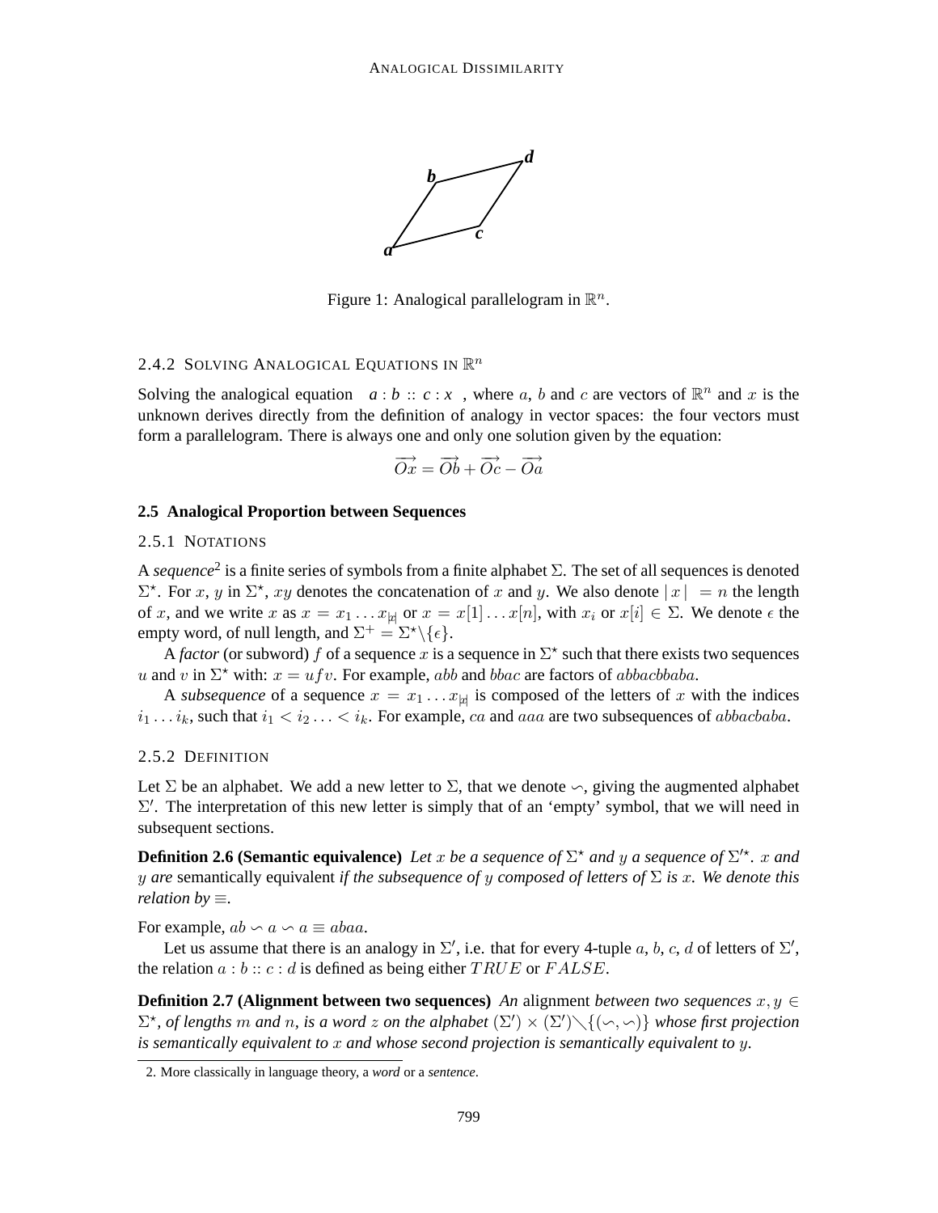Figure 1: Analogical parallelogram in $\mathbb{R}^n$.

### 2.4.2 Solving Analogical Equations in $\mathbb{R}^n$

Solving the analogical equation $a : b :: c : x$, where $a$, $b$ and $c$ are vectors of $\mathbb{R}^n$ and $x$ is the unknown derives directly from the definition of analogy in vector spaces: the four vectors must form a parallelogram. There is always one and only one solution given by the equation:

$$\overrightarrow{Ox} = \overrightarrow{Ob} + \overrightarrow{Oc} - \overrightarrow{Oa}$$

## 2.5 Analogical Proportion between Sequences

### 2.5.1 Notations

A *sequence*[2] is a finite series of symbols from a finite alphabet $\Sigma$. The set of all sequences is denoted $\Sigma^\star$. For $x$, $y$ in $\Sigma^\star$, $xy$ denotes the concatenation of $x$ and $y$. We also denote $|x| = n$ the length of $x$, and we write $x$ as $x = x_1 \dots x_{|x|}$ or $x = x[1] \dots x[n]$, with $x_i$ or $x[i] \in \Sigma$. We denote $\epsilon$ the empty word, of null length, and $\Sigma^+ = \Sigma^\star \backslash \{\epsilon\}$.

A *factor* (or subword) $f$ of a sequence $x$ is a sequence in $\Sigma^\star$ such that there exists two sequences $u$ and $v$ in $\Sigma^\star$ with: $x = ufv$. For example, $abb$ and $bbac$ are factors of $abbacbbaba$.

A *subsequence* of a sequence $x = x_1 \dots x_{|x|}$ is composed of the letters of $x$ with the indices $i_1 \dots i_k$, such that $i_1 < i_2 \dots < i_k$. For example, $ca$ and $aaa$ are two subsequences of $abbacbaba$.

### 2.5.2 Definition

Let $\Sigma$ be an alphabet. We add a new letter to $\Sigma$, that we denote $\backsim$, giving the augmented alphabet $\Sigma'$. The interpretation of this new letter is simply that of an 'empty' symbol, that we will need in subsequent sections.

**Definition 2.6 (Semantic equivalence)** *Let $x$ be a sequence of $\Sigma^\star$ and $y$ a sequence of $\Sigma'^\star$. $x$ and $y$ are* semantically equivalent *if the subsequence of $y$ composed of letters of $\Sigma$ is $x$. We denote this relation by $\equiv$.*

For example, $ab \backsim a \backsim a \equiv abaa$.

Let us assume that there is an analogy in $\Sigma'$, i.e. that for every 4-tuple $a$, $b$, $c$, $d$ of letters of $\Sigma'$, the relation $a : b :: c : d$ is defined as being either $TRUE$ or $FALSE$.

**Definition 2.7 (Alignment between two sequences)** *An* alignment *between two sequences $x, y \in \Sigma^\star$, of lengths $m$ and $n$, is a word $z$ on the alphabet $(\Sigma') \times (\Sigma') \backslash \{(\backsim, \backsim)\}$ whose first projection is semantically equivalent to $x$ and whose second projection is semantically equivalent to $y$.*

---

2. More classically in language theory, a *word* or a *sentence*.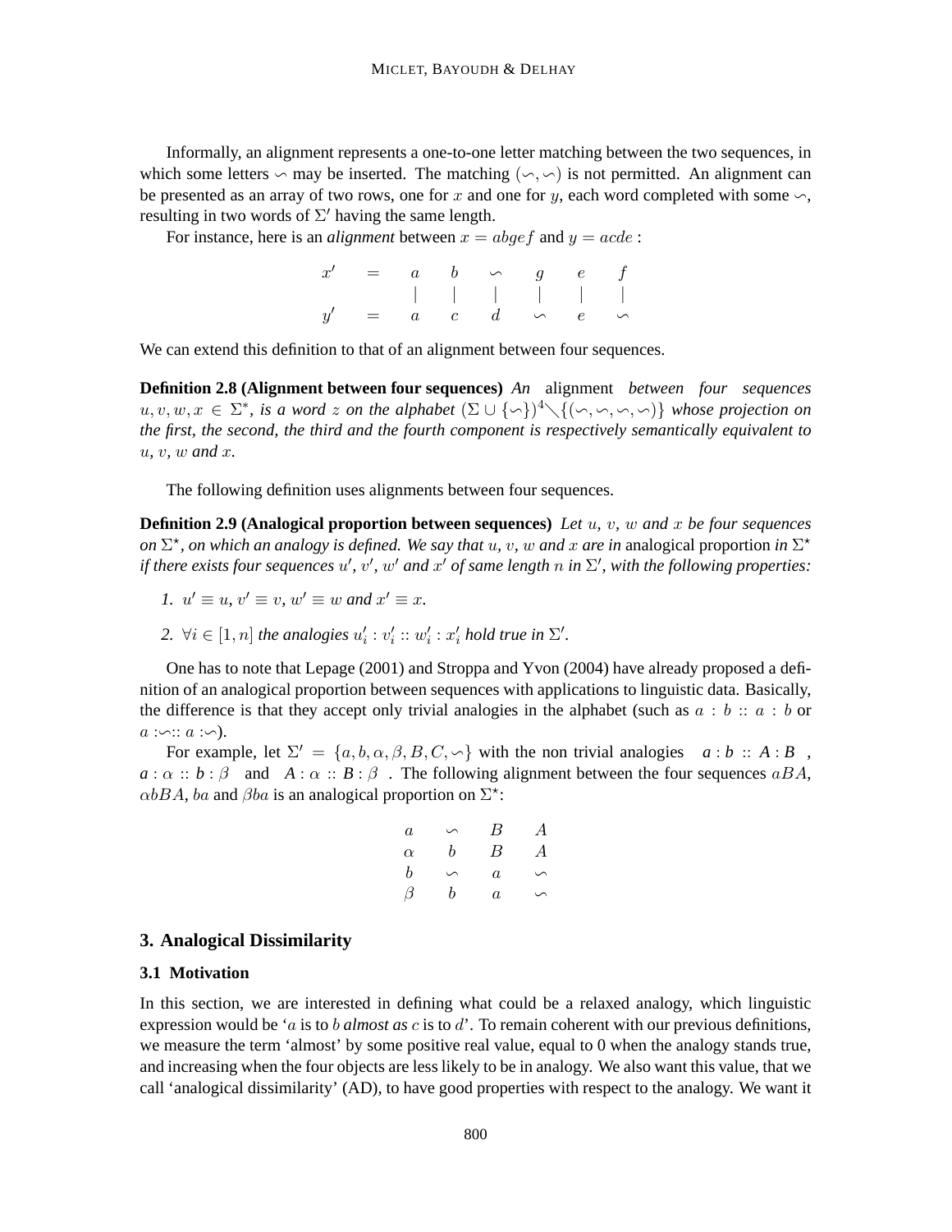Informally, an alignment represents a one-to-one letter matching between the two sequences, in which some letters $\backsim$ may be inserted. The matching $(\backsim, \backsim)$ is not permitted. An alignment can be presented as an array of two rows, one for $x$ and one for $y$, each word completed with some $\backsim$, resulting in two words of $\Sigma'$ having the same length.

For instance, here is an *alignment* between $x = abgef$ and $y = acde$ :

$$
\begin{array}{ccccccc}
x' & = & a & b & \backsim & g & e & f \\
 & & | & | & | & | & | & | \\
y' & = & a & c & d & \backsim & e & \backsim
\end{array}
$$

We can extend this definition to that of an alignment between four sequences.

**Definition 2.8 (Alignment between four sequences)** *An* alignment *between four sequences $u, v, w, x \in \Sigma^*$, is a word $z$ on the alphabet $(\Sigma \cup \{\backsim\})^4 \setminus \{(\backsim, \backsim, \backsim, \backsim)\}$ whose projection on the first, the second, the third and the fourth component is respectively semantically equivalent to $u$, $v$, $w$ and $x$.*

The following definition uses alignments between four sequences.

**Definition 2.9 (Analogical proportion between sequences)** *Let $u$, $v$, $w$ and $x$ be four sequences on $\Sigma^*$, on which an analogy is defined. We say that $u$, $v$, $w$ and $x$ are in* analogical proportion *in $\Sigma^\star$ if there exists four sequences $u'$, $v'$, $w'$ and $x'$ of same length $n$ in $\Sigma'$, with the following properties:*

1. *$u' \equiv u$, $v' \equiv v$, $w' \equiv w$ and $x' \equiv x$.*
2. *$\forall i \in [1, n]$ the analogies $u'_i : v'_i :: w'_i : x'_i$ hold true in $\Sigma'$.*

One has to note that Lepage (2001) and Stroppa and Yvon (2004) have already proposed a definition of an analogical proportion between sequences with applications to linguistic data. Basically, the difference is that they accept only trivial analogies in the alphabet (such as $a : b :: a : b$ or $a : \backsim :: a : \backsim$).

For example, let $\Sigma' = \{a, b, \alpha, \beta, B, C, \backsim\}$ with the non trivial analogies $a : b :: A : B$, $a : \alpha :: b : \beta$ and $A : \alpha :: B : \beta$. The following alignment between the four sequences $aBA$, $\alpha bBA$, $ba$ and $\beta ba$ is an analogical proportion on $\Sigma^\star$:

$$
\begin{array}{cccc}
a & \backsim & B & A \\
\alpha & b & B & A \\
b & \backsim & a & \backsim \\
\beta & b & a & \backsim
\end{array}
$$

## 3. Analogical Dissimilarity

### 3.1 Motivation

In this section, we are interested in defining what could be a relaxed analogy, which linguistic expression would be '$a$ is to $b$ *almost as* $c$ is to $d$'. To remain coherent with our previous definitions, we measure the term 'almost' by some positive real value, equal to 0 when the analogy stands true, and increasing when the four objects are less likely to be in analogy. We also want this value, that we call 'analogical dissimilarity' (AD), to have good properties with respect to the analogy. We want it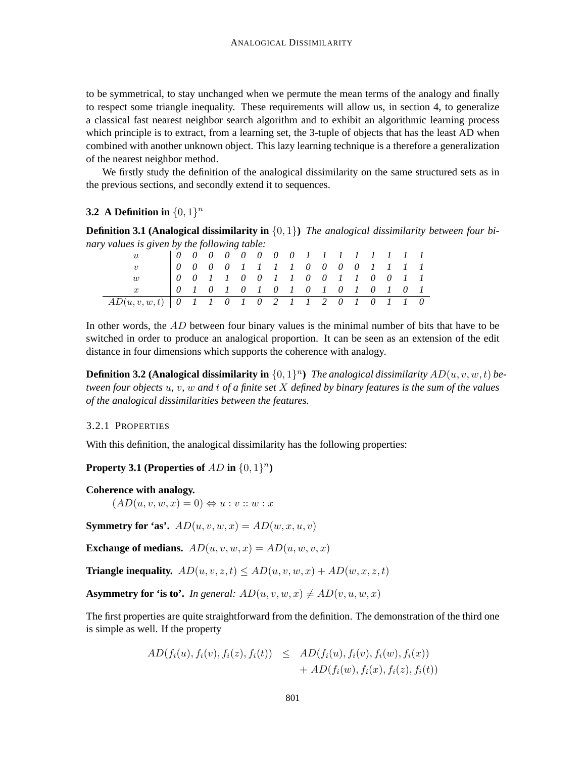to be symmetrical, to stay unchanged when we permute the mean terms of the analogy and finally to respect some triangle inequality. These requirements will allow us, in section 4, to generalize a classical fast nearest neighbor search algorithm and to exhibit an algorithmic learning process which principle is to extract, from a learning set, the 3-tuple of objects that has the least AD when combined with another unknown object. This lazy learning technique is a therefore a generalization of the nearest neighbor method.

We firstly study the definition of the analogical dissimilarity on the same structured sets as in the previous sections, and secondly extend it to sequences.

### 3.2 A Definition in $\{0, 1\}^n$

**Definition 3.1 (Analogical dissimilarity in $\{0, 1\}$)** *The analogical dissimilarity between four binary values is given by the following table:*

| $u$ | 0 | 0 | 0 | 0 | 0 | 0 | 0 | 0 | 1 | 1 | 1 | 1 | 1 | 1 | 1 | 1 |
|---|---|---|---|---|---|---|---|---|---|---|---|---|---|---|---|---|
| $v$ | 0 | 0 | 0 | 0 | 1 | 1 | 1 | 1 | 0 | 0 | 0 | 0 | 1 | 1 | 1 | 1 |
| $w$ | 0 | 0 | 1 | 1 | 0 | 0 | 1 | 1 | 0 | 0 | 1 | 1 | 0 | 0 | 1 | 1 |
| $x$ | 0 | 1 | 0 | 1 | 0 | 1 | 0 | 1 | 0 | 1 | 0 | 1 | 0 | 1 | 0 | 1 |
| $AD(u, v, w, t)$ | 0 | 1 | 1 | 0 | 1 | 0 | 2 | 1 | 1 | 2 | 0 | 1 | 0 | 1 | 1 | 0 |

In other words, the $AD$ between four binary values is the minimal number of bits that have to be switched in order to produce an analogical proportion. It can be seen as an extension of the edit distance in four dimensions which supports the coherence with analogy.

**Definition 3.2 (Analogical dissimilarity in $\{0, 1\}^n$)** *The analogical dissimilarity $AD(u, v, w, t)$ between four objects $u$, $v$, $w$ and $t$ of a finite set $X$ defined by binary features is the sum of the values of the analogical dissimilarities between the features.*

#### 3.2.1 Properties

With this definition, the analogical dissimilarity has the following properties:

**Property 3.1 (Properties of $AD$ in $\{0, 1\}^n$)**

**Coherence with analogy.**
$(AD(u, v, w, x) = 0) \Leftrightarrow u : v :: w : x$

**Symmetry for 'as'.** $AD(u, v, w, x) = AD(w, x, u, v)$

**Exchange of medians.** $AD(u, v, w, x) = AD(u, w, v, x)$

**Triangle inequality.** $AD(u, v, z, t) \leq AD(u, v, w, x) + AD(w, x, z, t)$

**Asymmetry for 'is to'.** *In general:* $AD(u, v, w, x) \neq AD(v, u, w, x)$

The first properties are quite straightforward from the definition. The demonstration of the third one is simple as well. If the property

$$
\begin{aligned}
AD(f_i(u), f_i(v), f_i(z), f_i(t)) \quad \leq \quad & AD(f_i(u), f_i(v), f_i(w), f_i(x)) \\
& + AD(f_i(w), f_i(x), f_i(z), f_i(t))
\end{aligned}
$$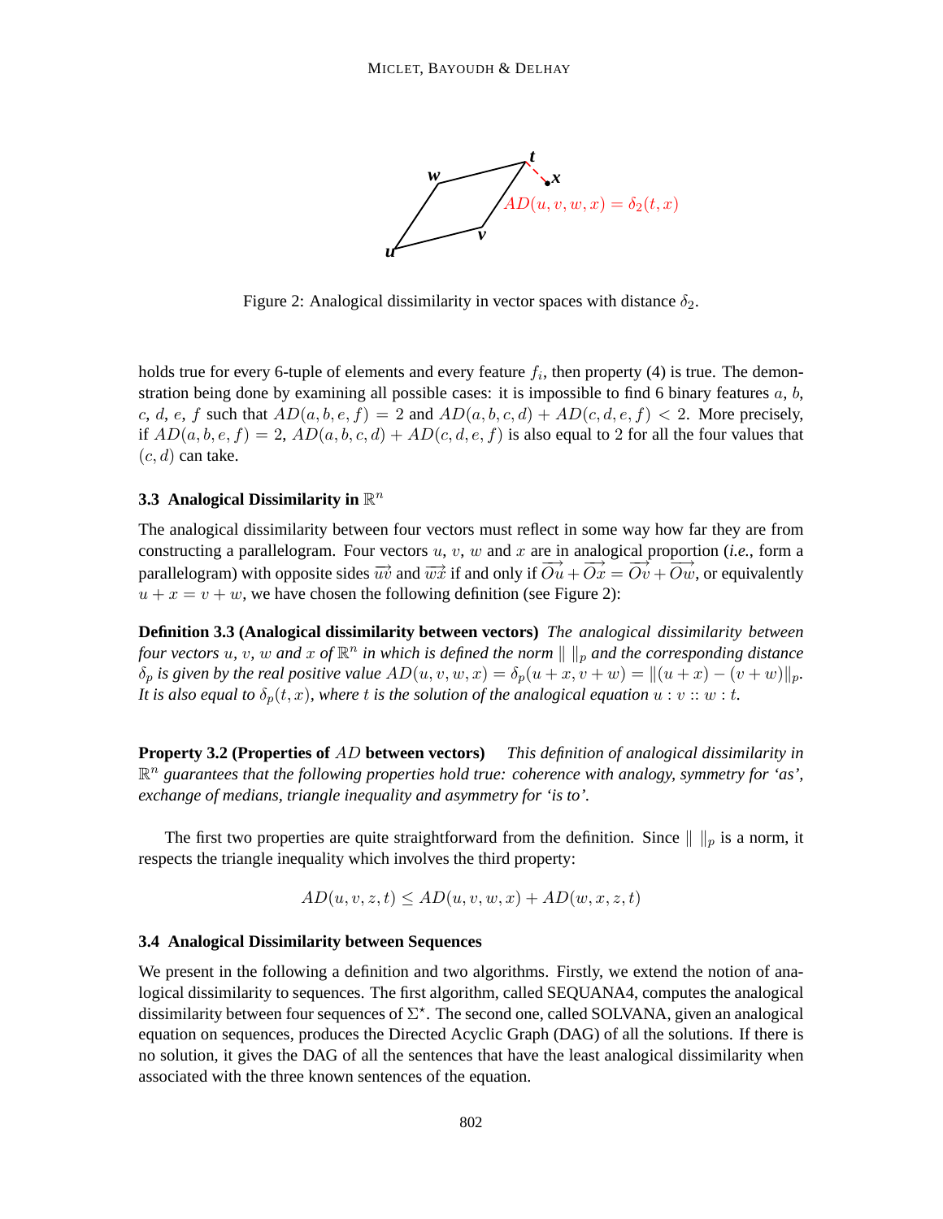Figure 2: Analogical dissimilarity in vector spaces with distance $\delta_2$.

holds true for every 6-tuple of elements and every feature $f_i$, then property (4) is true. The demonstration being done by examining all possible cases: it is impossible to find 6 binary features $a$, $b$, $c$, $d$, $e$, $f$ such that $AD(a, b, e, f) = 2$ and $AD(a, b, c, d) + AD(c, d, e, f) < 2$. More precisely, if $AD(a, b, e, f) = 2$, $AD(a, b, c, d) + AD(c, d, e, f)$ is also equal to 2 for all the four values that $(c, d)$ can take.

### 3.3 Analogical Dissimilarity in $\mathbb{R}^n$

The analogical dissimilarity between four vectors must reflect in some way how far they are from constructing a parallelogram. Four vectors $u$, $v$, $w$ and $x$ are in analogical proportion (*i.e.*, form a parallelogram) with opposite sides $\overrightarrow{uv}$ and $\overrightarrow{wx}$ if and only if $\overrightarrow{Ou} + \overrightarrow{Ox} = \overrightarrow{Ov} + \overrightarrow{Ow}$, or equivalently $u + x = v + w$, we have chosen the following definition (see Figure 2):

**Definition 3.3 (Analogical dissimilarity between vectors)** *The analogical dissimilarity between four vectors $u$, $v$, $w$ and $x$ of $\mathbb{R}^n$ in which is defined the norm $\| \|_p$ and the corresponding distance $\delta_p$ is given by the real positive value $AD(u, v, w, x) = \delta_p(u + x, v + w) = \|(u + x) - (v + w)\|_p$. It is also equal to $\delta_p(t, x)$, where $t$ is the solution of the analogical equation $u : v :: w : t$.*

**Property 3.2 (Properties of $AD$ between vectors)** *This definition of analogical dissimilarity in $\mathbb{R}^n$ guarantees that the following properties hold true: coherence with analogy, symmetry for 'as', exchange of medians, triangle inequality and asymmetry for 'is to'.*

The first two properties are quite straightforward from the definition. Since $\| \|_p$ is a norm, it respects the triangle inequality which involves the third property:

$$AD(u, v, z, t) \leq AD(u, v, w, x) + AD(w, x, z, t)$$

### 3.4 Analogical Dissimilarity between Sequences

We present in the following a definition and two algorithms. Firstly, we extend the notion of analogical dissimilarity to sequences. The first algorithm, called SEQUANA4, computes the analogical dissimilarity between four sequences of $\Sigma^\star$. The second one, called SOLVANA, given an analogical equation on sequences, produces the Directed Acyclic Graph (DAG) of all the solutions. If there is no solution, it gives the DAG of all the sentences that have the least analogical dissimilarity when associated with the three known sentences of the equation.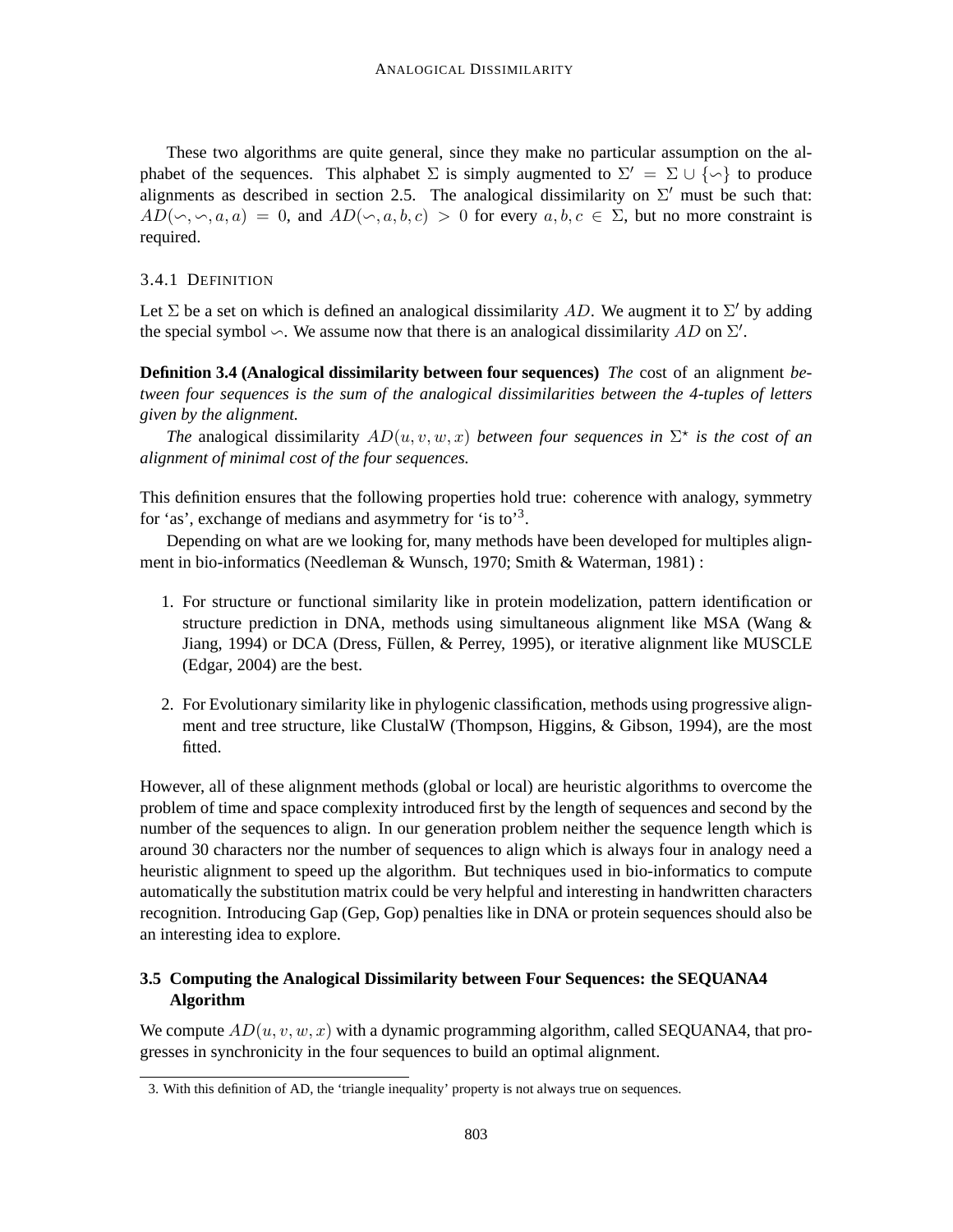These two algorithms are quite general, since they make no particular assumption on the alphabet of the sequences. This alphabet $\Sigma$ is simply augmented to $\Sigma' = \Sigma \cup \{\backsim\}$ to produce alignments as described in section 2.5. The analogical dissimilarity on $\Sigma'$ must be such that: $AD(\backsim, \backsim, a, a) = 0$, and $AD(\backsim, a, b, c) > 0$ for every $a, b, c \in \Sigma$, but no more constraint is required.

### 3.4.1 Definition

Let $\Sigma$ be a set on which is defined an analogical dissimilarity $AD$. We augment it to $\Sigma'$ by adding the special symbol $\backsim$. We assume now that there is an analogical dissimilarity $AD$ on $\Sigma'$.

**Definition 3.4 (Analogical dissimilarity between four sequences)** *The* cost of an alignment *between four sequences is the sum of the analogical dissimilarities between the 4-tuples of letters given by the alignment.*

*The* analogical dissimilarity $AD(u, v, w, x)$ *between four sequences in* $\Sigma^\star$ *is the cost of an alignment of minimal cost of the four sequences.*

This definition ensures that the following properties hold true: coherence with analogy, symmetry for 'as', exchange of medians and asymmetry for 'is to'[3].

Depending on what are we looking for, many methods have been developed for multiples alignment in bio-informatics (Needleman & Wunsch, 1970; Smith & Waterman, 1981) :

1. For structure or functional similarity like in protein modelization, pattern identification or structure prediction in DNA, methods using simultaneous alignment like MSA (Wang & Jiang, 1994) or DCA (Dress, Füllen, & Perrey, 1995), or iterative alignment like MUSCLE (Edgar, 2004) are the best.
2. For Evolutionary similarity like in phylogenic classification, methods using progressive alignment and tree structure, like ClustalW (Thompson, Higgins, & Gibson, 1994), are the most fitted.

However, all of these alignment methods (global or local) are heuristic algorithms to overcome the problem of time and space complexity introduced first by the length of sequences and second by the number of the sequences to align. In our generation problem neither the sequence length which is around 30 characters nor the number of sequences to align which is always four in analogy need a heuristic alignment to speed up the algorithm. But techniques used in bio-informatics to compute automatically the substitution matrix could be very helpful and interesting in handwritten characters recognition. Introducing Gap (Gep, Gop) penalties like in DNA or protein sequences should also be an interesting idea to explore.

### 3.5 Computing the Analogical Dissimilarity between Four Sequences: the SEQUANA4 Algorithm

We compute $AD(u, v, w, x)$ with a dynamic programming algorithm, called SEQUANA4, that progresses in synchronicity in the four sequences to build an optimal alignment.

3. With this definition of AD, the 'triangle inequality' property is not always true on sequences.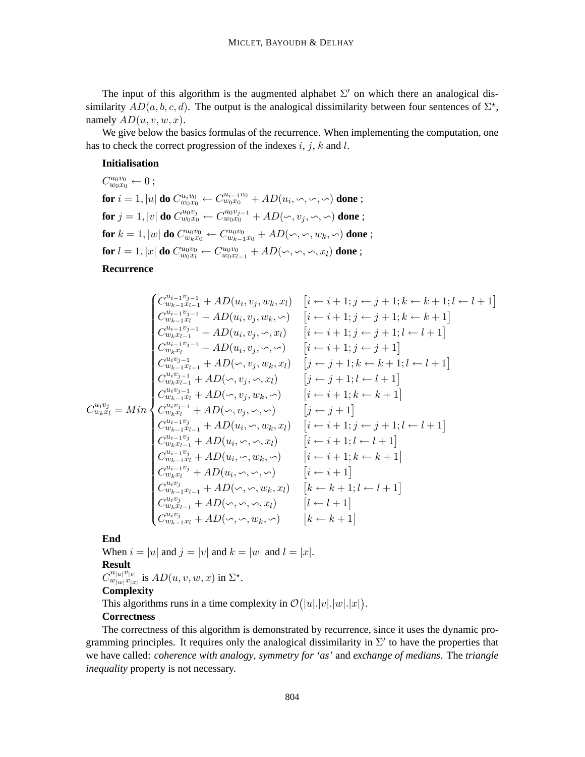The input of this algorithm is the augmented alphabet $\Sigma'$ on which there an analogical dissimilarity $AD(a, b, c, d)$. The output is the analogical dissimilarity between four sentences of $\Sigma^\star$, namely $AD(u, v, w, x)$.

We give below the basics formulas of the recurrence. When implementing the computation, one has to check the correct progression of the indexes $i$, $j$, $k$ and $l$.

**Initialisation**

$C^{u_0 v_0}_{w_0 x_0} \leftarrow 0$ ;

**for** $i = 1, |u|$ **do** $C^{u_i v_0}_{w_0 x_0} \leftarrow C^{u_{i-1} v_0}_{w_0 x_0} + AD(u_i, \backsim, \backsim, \backsim)$ **done** ;

**for** $j = 1, |v|$ **do** $C^{u_0 v_j}_{w_0 x_0} \leftarrow C^{u_0 v_{j-1}}_{w_0 x_0} + AD(\backsim, v_j, \backsim, \backsim)$ **done** ;

**for** $k = 1, |w|$ **do** $C^{u_0 v_0}_{w_k x_0} \leftarrow C^{u_0 v_0}_{w_{k-1} x_0} + AD(\backsim, \backsim, w_k, \backsim)$ **done** ;

**for** $l = 1, |x|$ **do** $C^{u_0 v_0}_{w_0 x_l} \leftarrow C^{u_0 v_0}_{w_0 x_{l-1}} + AD(\backsim, \backsim, \backsim, x_l)$ **done** ;

**Recurrence**

$$
C^{u_i v_j}_{w_k x_l} = Min \begin{cases}
C^{u_{i-1} v_{j-1}}_{w_{k-1} x_{l-1}} + AD(u_i, v_j, w_k, x_l) & \big[i \leftarrow i+1; j \leftarrow j+1; k \leftarrow k+1; l \leftarrow l+1\big] \\
C^{u_{i-1} v_{j-1}}_{w_{k-1} x_l} + AD(u_i, v_j, w_k, \backsim) & \big[i \leftarrow i+1; j \leftarrow j+1; k \leftarrow k+1\big] \\
C^{u_{i-1} v_{j-1}}_{w_k x_{l-1}} + AD(u_i, v_j, \backsim, x_l) & \big[i \leftarrow i+1; j \leftarrow j+1; l \leftarrow l+1\big] \\
C^{u_{i-1} v_{j-1}}_{w_k x_l} + AD(u_i, v_j, \backsim, \backsim) & \big[i \leftarrow i+1; j \leftarrow j+1\big] \\
C^{u_i v_{j-1}}_{w_{k-1} x_{l-1}} + AD(\backsim, v_j, w_k, x_l) & \big[j \leftarrow j+1; k \leftarrow k+1; l \leftarrow l+1\big] \\
C^{u_i v_{j-1}}_{w_k x_{l-1}} + AD(\backsim, v_j, \backsim, x_l) & \big[j \leftarrow j+1; l \leftarrow l+1\big] \\
C^{u_i v_{j-1}}_{w_{k-1} x_l} + AD(\backsim, v_j, w_k, \backsim) & \big[i \leftarrow i+1; k \leftarrow k+1\big] \\
C^{u_i v_{j-1}}_{w_k x_l} + AD(\backsim, v_j, \backsim, \backsim) & \big[j \leftarrow j+1\big] \\
C^{u_{i-1} v_j}_{w_{k-1} x_{l-1}} + AD(u_i, \backsim, w_k, x_l) & \big[i \leftarrow i+1; j \leftarrow j+1; l \leftarrow l+1\big] \\
C^{u_{i-1} v_j}_{w_k x_{l-1}} + AD(u_i, \backsim, \backsim, x_l) & \big[i \leftarrow i+1; l \leftarrow l+1\big] \\
C^{u_{i-1} v_j}_{w_{k-1} x_l} + AD(u_i, \backsim, w_k, \backsim) & \big[i \leftarrow i+1; k \leftarrow k+1\big] \\
C^{u_{i-1} v_j}_{w_k x_l} + AD(u_i, \backsim, \backsim, \backsim) & \big[i \leftarrow i+1\big] \\
C^{u_i v_j}_{w_{k-1} x_{l-1}} + AD(\backsim, \backsim, w_k, x_l) & \big[k \leftarrow k+1; l \leftarrow l+1\big] \\
C^{u_i v_j}_{w_k x_{l-1}} + AD(\backsim, \backsim, \backsim, x_l) & \big[l \leftarrow l+1\big] \\
C^{u_i v_j}_{w_{k-1} x_l} + AD(\backsim, \backsim, w_k, \backsim) & \big[k \leftarrow k+1\big]
\end{cases}
$$

**End**

When $i = |u|$ and $j = |v|$ and $k = |w|$ and $l = |x|$.

**Result**

$C^{u_{|u|} v_{|v|}}_{w_{|w|} x_{|x|}}$ is $AD(u, v, w, x)$ in $\Sigma^\star$.

**Complexity**

This algorithms runs in a time complexity in $\mathcal{O}\big(|u|.|v|.|w|.|x|\big)$.

**Correctness**

The correctness of this algorithm is demonstrated by recurrence, since it uses the dynamic programming principles. It requires only the analogical dissimilarity in $\Sigma'$ to have the properties that we have called: *coherence with analogy*, *symmetry for 'as'* and *exchange of medians*. The *triangle inequality* property is not necessary.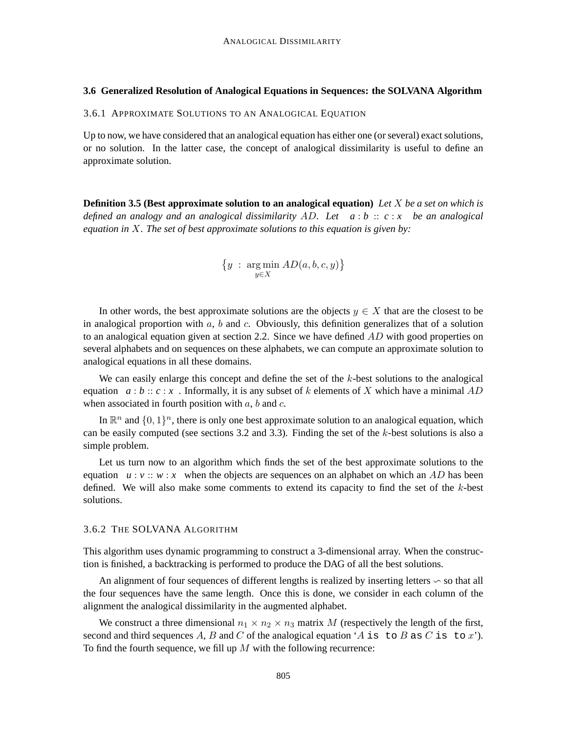### 3.6 Generalized Resolution of Analogical Equations in Sequences: the SOLVANA Algorithm

#### 3.6.1 Approximate Solutions to an Analogical Equation

Up to now, we have considered that an analogical equation has either one (or several) exact solutions, or no solution. In the latter case, the concept of analogical dissimilarity is useful to define an approximate solution.

**Definition 3.5 (Best approximate solution to an analogical equation)** *Let $X$ be a set on which is defined an analogy and an analogical dissimilarity $AD$. Let $a : b :: c : x$ be an analogical equation in $X$. The set of best approximate solutions to this equation is given by:*

$$\left\{ y \ : \ \underset{y \in X}{\arg\min}\ AD(a, b, c, y) \right\}$$

In other words, the best approximate solutions are the objects $y \in X$ that are the closest to be in analogical proportion with $a$, $b$ and $c$. Obviously, this definition generalizes that of a solution to an analogical equation given at section 2.2. Since we have defined $AD$ with good properties on several alphabets and on sequences on these alphabets, we can compute an approximate solution to analogical equations in all these domains.

We can easily enlarge this concept and define the set of the $k$-best solutions to the analogical equation $a : b :: c : x$ . Informally, it is any subset of $k$ elements of $X$ which have a minimal $AD$ when associated in fourth position with $a$, $b$ and $c$.

In $\mathbb{R}^n$ and $\{0, 1\}^n$, there is only one best approximate solution to an analogical equation, which can be easily computed (see sections 3.2 and 3.3). Finding the set of the $k$-best solutions is also a simple problem.

Let us turn now to an algorithm which finds the set of the best approximate solutions to the equation $u : v :: w : x$ when the objects are sequences on an alphabet on which an $AD$ has been defined. We will also make some comments to extend its capacity to find the set of the $k$-best solutions.

#### 3.6.2 The SOLVANA Algorithm

This algorithm uses dynamic programming to construct a 3-dimensional array. When the construction is finished, a backtracking is performed to produce the DAG of all the best solutions.

An alignment of four sequences of different lengths is realized by inserting letters $\backsim$ so that all the four sequences have the same length. Once this is done, we consider in each column of the alignment the analogical dissimilarity in the augmented alphabet.

We construct a three dimensional $n_1 \times n_2 \times n_3$ matrix $M$ (respectively the length of the first, second and third sequences $A$, $B$ and $C$ of the analogical equation '$A$ `is to` $B$ `as` $C$ `is to` $x$'). To find the fourth sequence, we fill up $M$ with the following recurrence: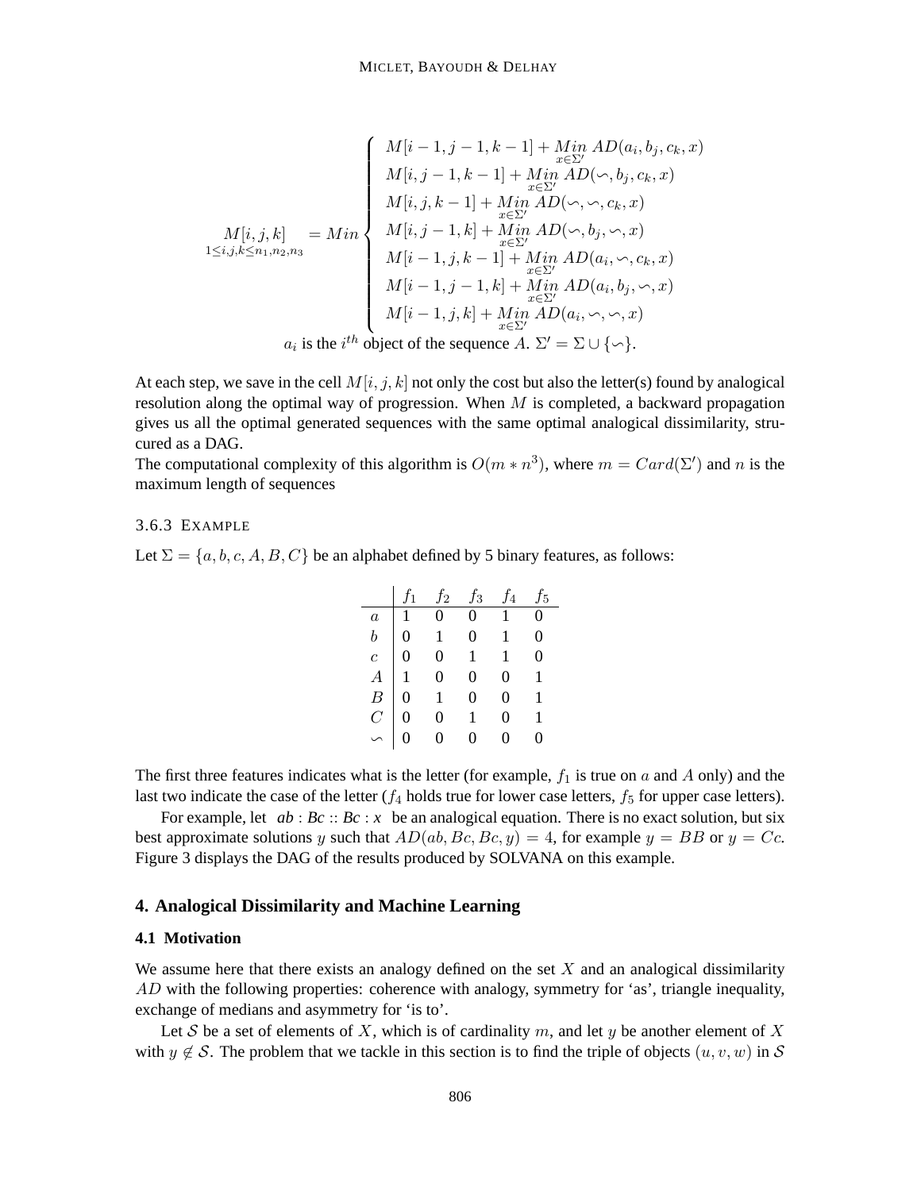$$
\underset{1 \le i,j,k \le n_1,n_2,n_3}{M[i,j,k]} = Min \begin{cases} M[i-1, j-1, k-1] + \underset{x \in \Sigma'}{Min}\ AD(a_i, b_j, c_k, x) \\ M[i, j-1, k-1] + \underset{x \in \Sigma'}{Min}\ AD(\backsim, b_j, c_k, x) \\ M[i, j, k-1] + \underset{x \in \Sigma'}{Min}\ AD(\backsim, \backsim, c_k, x) \\ M[i, j-1, k] + \underset{x \in \Sigma'}{Min}\ AD(\backsim, b_j, \backsim, x) \\ M[i-1, j, k-1] + \underset{x \in \Sigma'}{Min}\ AD(a_i, \backsim, c_k, x) \\ M[i-1, j-1, k] + \underset{x \in \Sigma'}{Min}\ AD(a_i, b_j, \backsim, x) \\ M[i-1, j, k] + \underset{x \in \Sigma'}{Min}\ AD(a_i, \backsim, \backsim, x) \end{cases}
$$

$a_i$ is the $i^{th}$ object of the sequence $A$. $\Sigma' = \Sigma \cup \{\backsim\}$.

At each step, we save in the cell $M[i, j, k]$ not only the cost but also the letter(s) found by analogical resolution along the optimal way of progression. When $M$ is completed, a backward propagation gives us all the optimal generated sequences with the same optimal analogical dissimilarity, strucured as a DAG.
The computational complexity of this algorithm is $O(m * n^3)$, where $m = Card(\Sigma')$ and $n$ is the maximum length of sequences

#### 3.6.3 Example

Let $\Sigma = \{a, b, c, A, B, C\}$ be an alphabet defined by 5 binary features, as follows:

| | $f_1$ | $f_2$ | $f_3$ | $f_4$ | $f_5$ |
|---|---|---|---|---|---|
| $a$ | 1 | 0 | 0 | 1 | 0 |
| $b$ | 0 | 1 | 0 | 1 | 0 |
| $c$ | 0 | 0 | 1 | 1 | 0 |
| $A$ | 1 | 0 | 0 | 0 | 1 |
| $B$ | 0 | 1 | 0 | 0 | 1 |
| $C$ | 0 | 0 | 1 | 0 | 1 |
| $\backsim$ | 0 | 0 | 0 | 0 | 0 |

The first three features indicates what is the letter (for example, $f_1$ is true on $a$ and $A$ only) and the last two indicate the case of the letter ($f_4$ holds true for lower case letters, $f_5$ for upper case letters).

For example, let $ab : Bc :: Bc : x$ be an analogical equation. There is no exact solution, but six best approximate solutions $y$ such that $AD(ab, Bc, Bc, y) = 4$, for example $y = BB$ or $y = Cc$. Figure 3 displays the DAG of the results produced by SOLVANA on this example.

## 4. Analogical Dissimilarity and Machine Learning

### 4.1 Motivation

We assume here that there exists an analogy defined on the set $X$ and an analogical dissimilarity $AD$ with the following properties: coherence with analogy, symmetry for 'as', triangle inequality, exchange of medians and asymmetry for 'is to'.

Let $\mathcal{S}$ be a set of elements of $X$, which is of cardinality $m$, and let $y$ be another element of $X$ with $y \notin \mathcal{S}$. The problem that we tackle in this section is to find the triple of objects $(u, v, w)$ in $\mathcal{S}$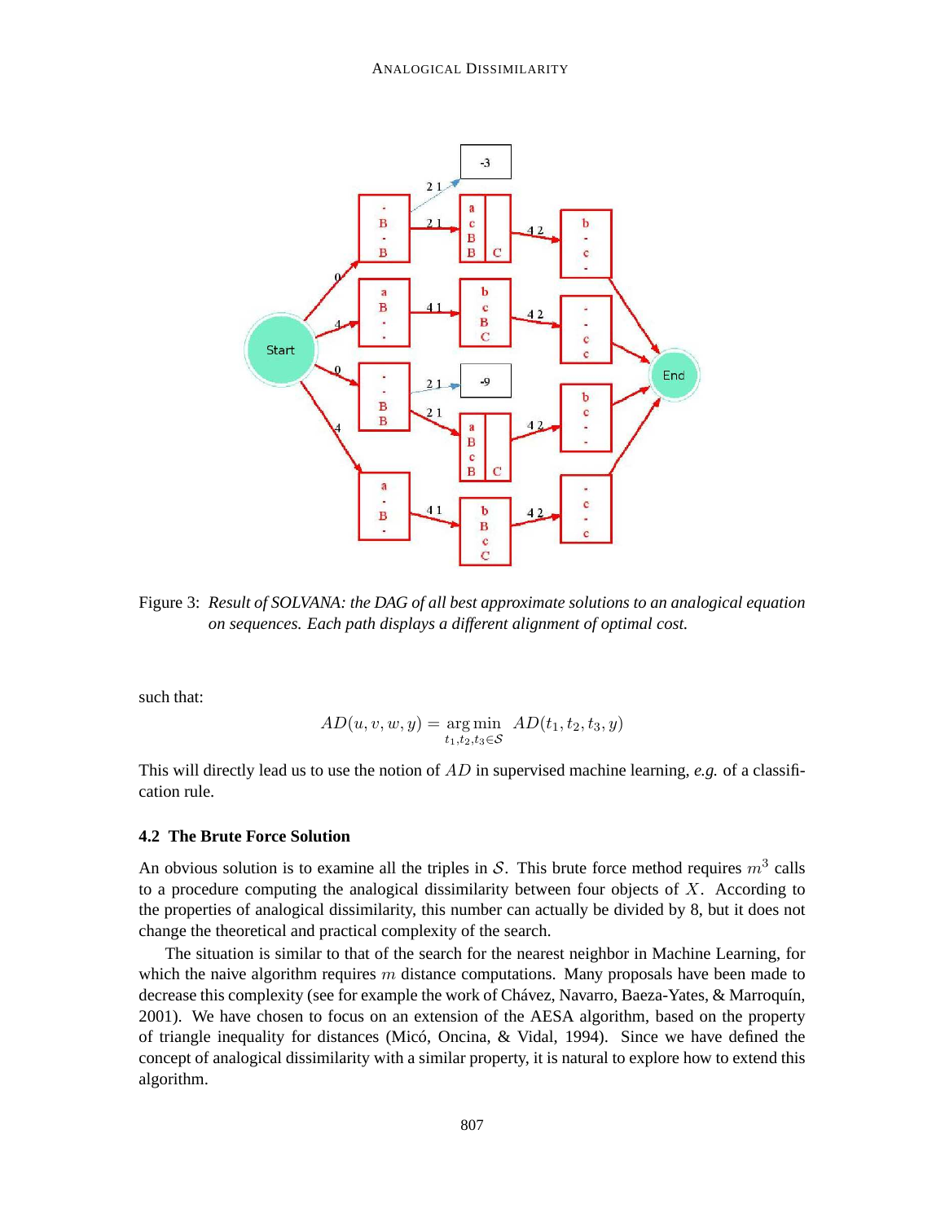Figure 3: *Result of SOLVANA: the DAG of all best approximate solutions to an analogical equation on sequences. Each path displays a different alignment of optimal cost.*

such that:

$$AD(u, v, w, y) = \underset{t_1, t_2, t_3 \in \mathcal{S}}{\arg\min} \; AD(t_1, t_2, t_3, y)$$

This will directly lead us to use the notion of $AD$ in supervised machine learning, *e.g.* of a classification rule.

### 4.2 The Brute Force Solution

An obvious solution is to examine all the triples in $\mathcal{S}$. This brute force method requires $m^3$ calls to a procedure computing the analogical dissimilarity between four objects of $X$. According to the properties of analogical dissimilarity, this number can actually be divided by 8, but it does not change the theoretical and practical complexity of the search.

The situation is similar to that of the search for the nearest neighbor in Machine Learning, for which the naive algorithm requires $m$ distance computations. Many proposals have been made to decrease this complexity (see for example the work of Chávez, Navarro, Baeza-Yates, & Marroquín, 2001). We have chosen to focus on an extension of the AESA algorithm, based on the property of triangle inequality for distances (Micó, Oncina, & Vidal, 1994). Since we have defined the concept of analogical dissimilarity with a similar property, it is natural to explore how to extend this algorithm.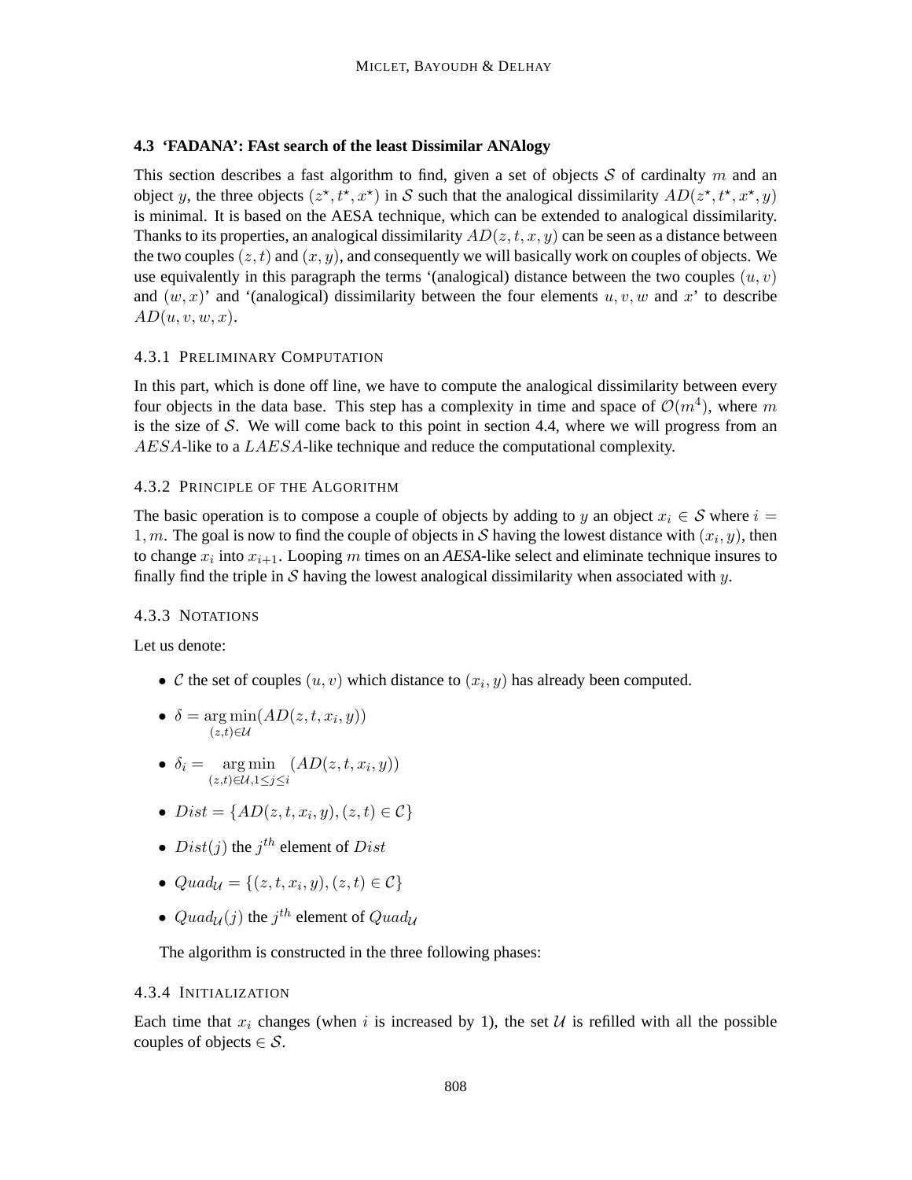### 4.3 'FADANA': FAst search of the least Dissimilar ANAlogy

This section describes a fast algorithm to find, given a set of objects $\mathcal{S}$ of cardinalty $m$ and an object $y$, the three objects $(z^\star, t^\star, x^\star)$ in $\mathcal{S}$ such that the analogical dissimilarity $AD(z^\star, t^\star, x^\star, y)$ is minimal. It is based on the AESA technique, which can be extended to analogical dissimilarity. Thanks to its properties, an analogical dissimilarity $AD(z, t, x, y)$ can be seen as a distance between the two couples $(z, t)$ and $(x, y)$, and consequently we will basically work on couples of objects. We use equivalently in this paragraph the terms '(analogical) distance between the two couples $(u, v)$ and $(w, x)$' and '(analogical) dissimilarity between the four elements $u, v, w$ and $x$' to describe $AD(u, v, w, x)$.

#### 4.3.1 Preliminary Computation

In this part, which is done off line, we have to compute the analogical dissimilarity between every four objects in the data base. This step has a complexity in time and space of $\mathcal{O}(m^4)$, where $m$ is the size of $\mathcal{S}$. We will come back to this point in section 4.4, where we will progress from an $AESA$-like to a $LAESA$-like technique and reduce the computational complexity.

#### 4.3.2 Principle of the Algorithm

The basic operation is to compose a couple of objects by adding to $y$ an object $x_i \in \mathcal{S}$ where $i = 1, m$. The goal is now to find the couple of objects in $\mathcal{S}$ having the lowest distance with $(x_i, y)$, then to change $x_i$ into $x_{i+1}$. Looping $m$ times on an *AESA*-like select and eliminate technique insures to finally find the triple in $\mathcal{S}$ having the lowest analogical dissimilarity when associated with $y$.

#### 4.3.3 Notations

Let us denote:

- $\mathcal{C}$ the set of couples $(u, v)$ which distance to $(x_i, y)$ has already been computed.
- $\delta = \underset{(z,t)\in\mathcal{U}}{\arg\min}(AD(z, t, x_i, y))$
- $\delta_i = \underset{(z,t)\in\mathcal{U}, 1\leq j\leq i}{\arg\min}(AD(z, t, x_i, y))$
- $Dist = \{AD(z, t, x_i, y), (z, t) \in \mathcal{C}\}$
- $Dist(j)$ the $j^{th}$ element of $Dist$
- $Quad_{\mathcal{U}} = \{(z, t, x_i, y), (z, t) \in \mathcal{C}\}$
- $Quad_{\mathcal{U}}(j)$ the $j^{th}$ element of $Quad_{\mathcal{U}}$

The algorithm is constructed in the three following phases:

#### 4.3.4 Initialization

Each time that $x_i$ changes (when $i$ is increased by 1), the set $\mathcal{U}$ is refilled with all the possible couples of objects $\in \mathcal{S}$.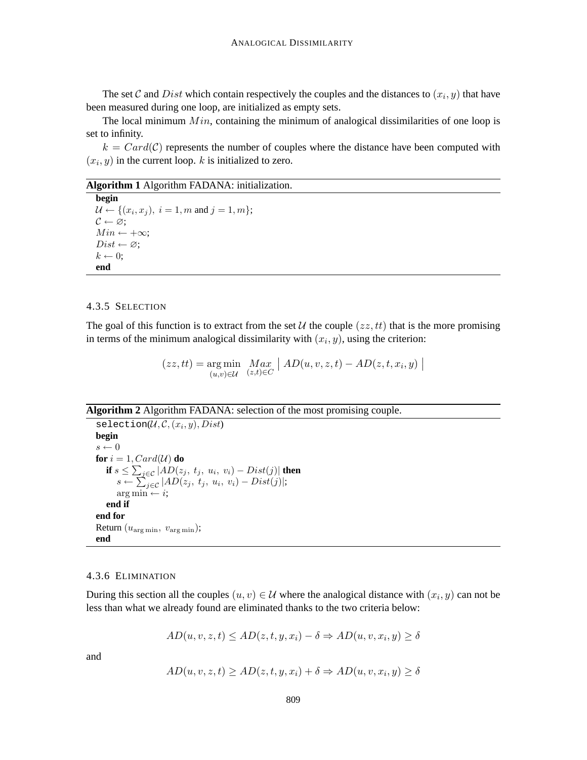The set $\mathcal{C}$ and $Dist$ which contain respectively the couples and the distances to $(x_i, y)$ that have been measured during one loop, are initialized as empty sets.

The local minimum $Min$, containing the minimum of analogical dissimilarities of one loop is set to infinity.

$k = Card(\mathcal{C})$ represents the number of couples where the distance have been computed with $(x_i, y)$ in the current loop. $k$ is initialized to zero.

**Algorithm 1** Algorithm FADANA: initialization.

**begin**
$\mathcal{U} \leftarrow \{(x_i, x_j),\ i = 1, m \text{ and } j = 1, m\}$;
$\mathcal{C} \leftarrow \varnothing$;
$Min \leftarrow +\infty$;
$Dist \leftarrow \varnothing$;
$k \leftarrow 0$;
**end**

#### 4.3.5 Selection

The goal of this function is to extract from the set $\mathcal{U}$ the couple $(zz, tt)$ that is the more promising in terms of the minimum analogical dissimilarity with $(x_i, y)$, using the criterion:

$$(zz, tt) = \underset{(u,v) \in \mathcal{U}}{\arg\min} \underset{(z,t) \in C}{Max} \left| AD(u, v, z, t) - AD(z, t, x_i, y) \right|$$

**Algorithm 2** Algorithm FADANA: selection of the most promising couple.

```
selection(U, C, (x_i, y), Dist)
begin
s ← 0
for i = 1, Card(U) do
    if s ≤ Σ_{j∈C} |AD(z_j, t_j, u_i, v_i) − Dist(j)| then
        s ← Σ_{j∈C} |AD(z_j, t_j, u_i, v_i) − Dist(j)|;
        arg min ← i;
    end if
end for
Return (u_{arg min}, v_{arg min});
end
```

#### 4.3.6 Elimination

During this section all the couples $(u, v) \in \mathcal{U}$ where the analogical distance with $(x_i, y)$ can not be less than what we already found are eliminated thanks to the two criteria below:

$$AD(u, v, z, t) \leq AD(z, t, y, x_i) - \delta \Rightarrow AD(u, v, x_i, y) \geq \delta$$

and

$$AD(u, v, z, t) \geq AD(z, t, y, x_i) + \delta \Rightarrow AD(u, v, x_i, y) \geq \delta$$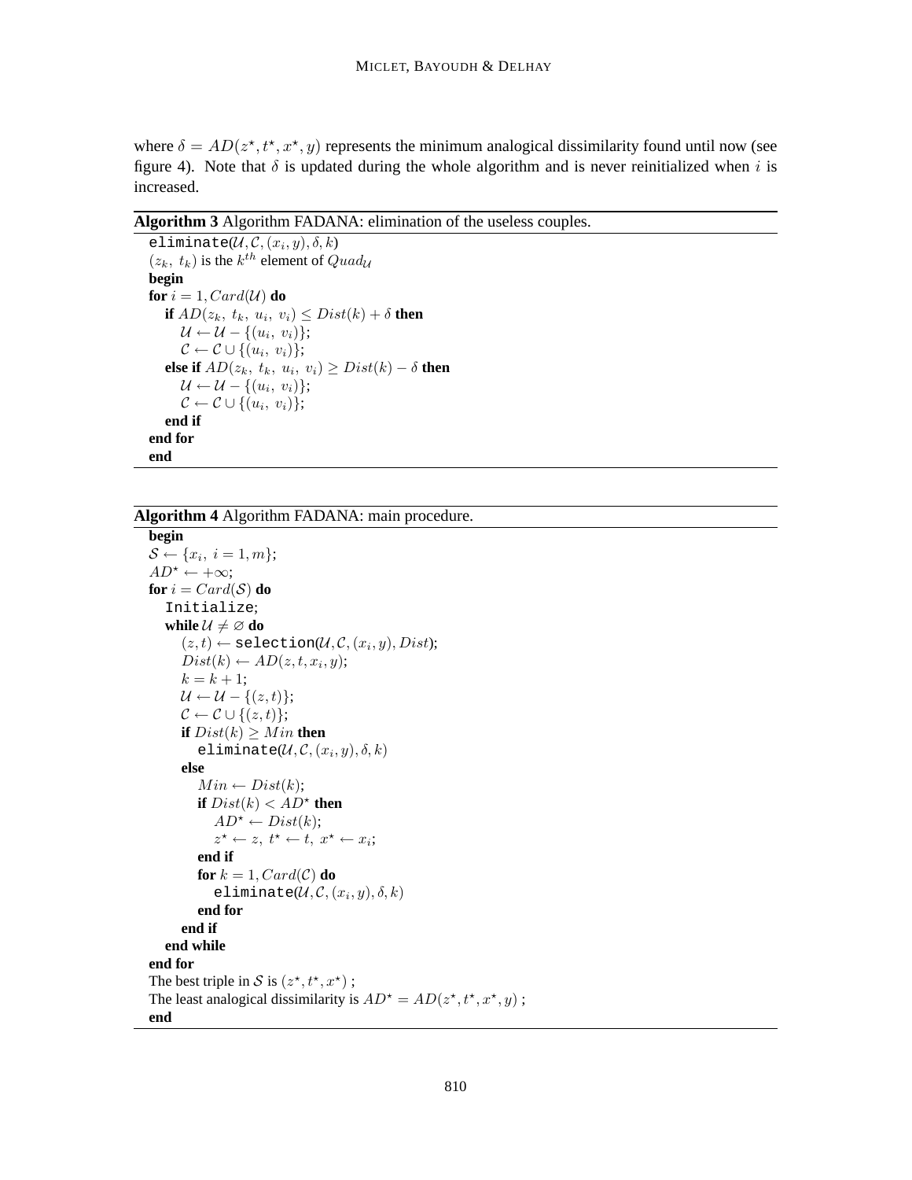where $\delta = AD(z^\star, t^\star, x^\star, y)$ represents the minimum analogical dissimilarity found until now (see figure 4). Note that $\delta$ is updated during the whole algorithm and is never reinitialized when $i$ is increased.

---

**Algorithm 3** Algorithm FADANA: elimination of the useless couples.

```
eliminate(U, C, (x_i, y), δ, k)
(z_k, t_k) is the k^th element of Quad_U
begin
for i = 1, Card(U) do
    if AD(z_k, t_k, u_i, v_i) ≤ Dist(k) + δ then
        U ← U − {(u_i, v_i)};
        C ← C ∪ {(u_i, v_i)};
    else if AD(z_k, t_k, u_i, v_i) ≥ Dist(k) − δ then
        U ← U − {(u_i, v_i)};
        C ← C ∪ {(u_i, v_i)};
    end if
end for
end
```

---

**Algorithm 4** Algorithm FADANA: main procedure.

```
begin
S ← {x_i, i = 1, m};
AD* ← +∞;
for i = Card(S) do
    Initialize;
    while U ≠ ∅ do
        (z, t) ← selection(U, C, (x_i, y), Dist);
        Dist(k) ← AD(z, t, x_i, y);
        k = k + 1;
        U ← U − {(z, t)};
        C ← C ∪ {(z, t)};
        if Dist(k) ≥ Min then
            eliminate(U, C, (x_i, y), δ, k)
        else
            Min ← Dist(k);
            if Dist(k) < AD* then
                AD* ← Dist(k);
                z* ← z, t* ← t, x* ← x_i;
            end if
            for k = 1, Card(C) do
                eliminate(U, C, (x_i, y), δ, k)
            end for
        end if
    end while
end for
The best triple in S is (z*, t*, x*) ;
The least analogical dissimilarity is AD* = AD(z*, t*, x*, y) ;
end
```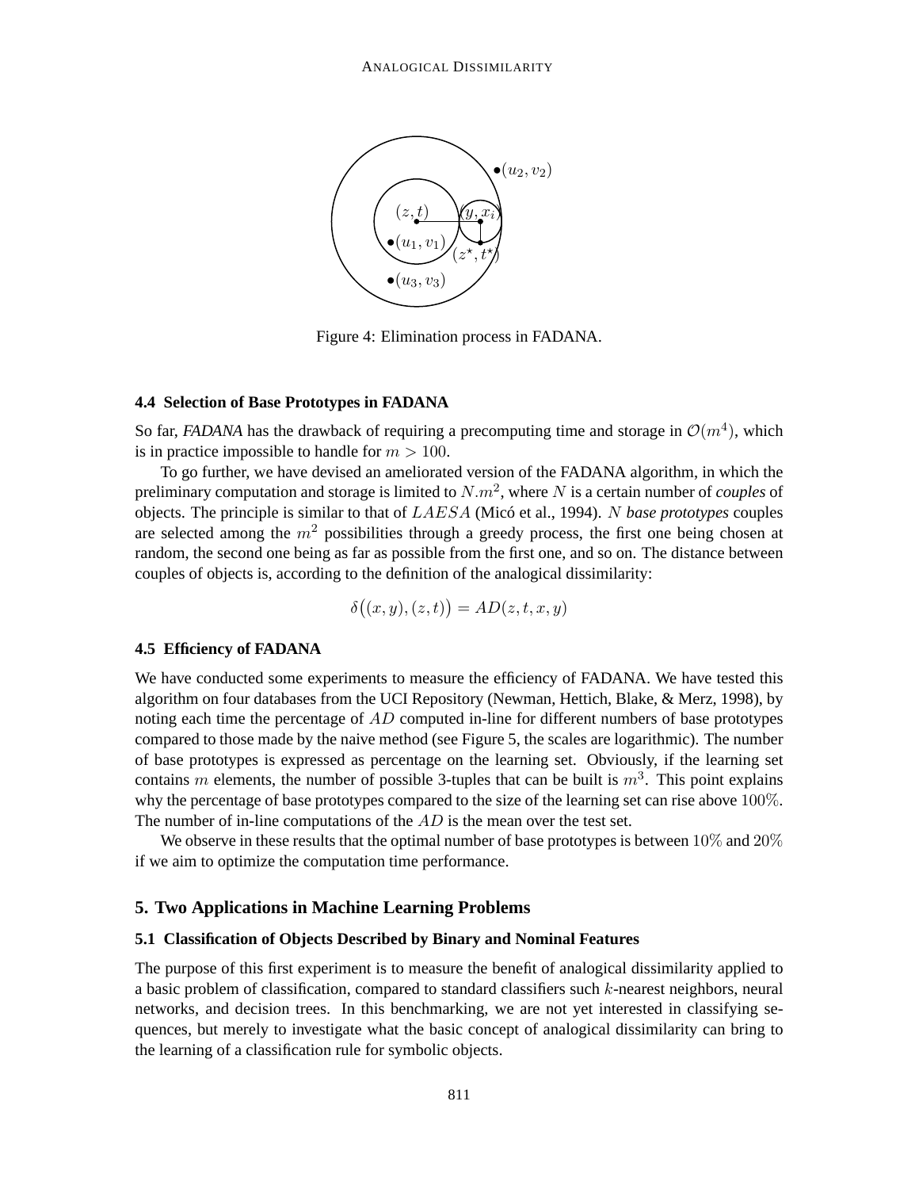Figure 4: Elimination process in FADANA.

### 4.4 Selection of Base Prototypes in FADANA

So far, *FADANA* has the drawback of requiring a precomputing time and storage in $\mathcal{O}(m^4)$, which is in practice impossible to handle for $m > 100$.

To go further, we have devised an ameliorated version of the FADANA algorithm, in which the preliminary computation and storage is limited to $N.m^2$, where $N$ is a certain number of *couples* of objects. The principle is similar to that of $LAESA$ (Micó et al., 1994). $N$ *base prototypes* couples are selected among the $m^2$ possibilities through a greedy process, the first one being chosen at random, the second one being as far as possible from the first one, and so on. The distance between couples of objects is, according to the definition of the analogical dissimilarity:

$$\delta\big((x, y), (z, t)\big) = AD(z, t, x, y)$$

### 4.5 Efficiency of FADANA

We have conducted some experiments to measure the efficiency of FADANA. We have tested this algorithm on four databases from the UCI Repository (Newman, Hettich, Blake, & Merz, 1998), by noting each time the percentage of $AD$ computed in-line for different numbers of base prototypes compared to those made by the naive method (see Figure 5, the scales are logarithmic). The number of base prototypes is expressed as percentage on the learning set. Obviously, if the learning set contains $m$ elements, the number of possible 3-tuples that can be built is $m^3$. This point explains why the percentage of base prototypes compared to the size of the learning set can rise above $100\%$. The number of in-line computations of the $AD$ is the mean over the test set.

We observe in these results that the optimal number of base prototypes is between $10\%$ and $20\%$ if we aim to optimize the computation time performance.

## 5. Two Applications in Machine Learning Problems

### 5.1 Classification of Objects Described by Binary and Nominal Features

The purpose of this first experiment is to measure the benefit of analogical dissimilarity applied to a basic problem of classification, compared to standard classifiers such $k$-nearest neighbors, neural networks, and decision trees. In this benchmarking, we are not yet interested in classifying sequences, but merely to investigate what the basic concept of analogical dissimilarity can bring to the learning of a classification rule for symbolic objects.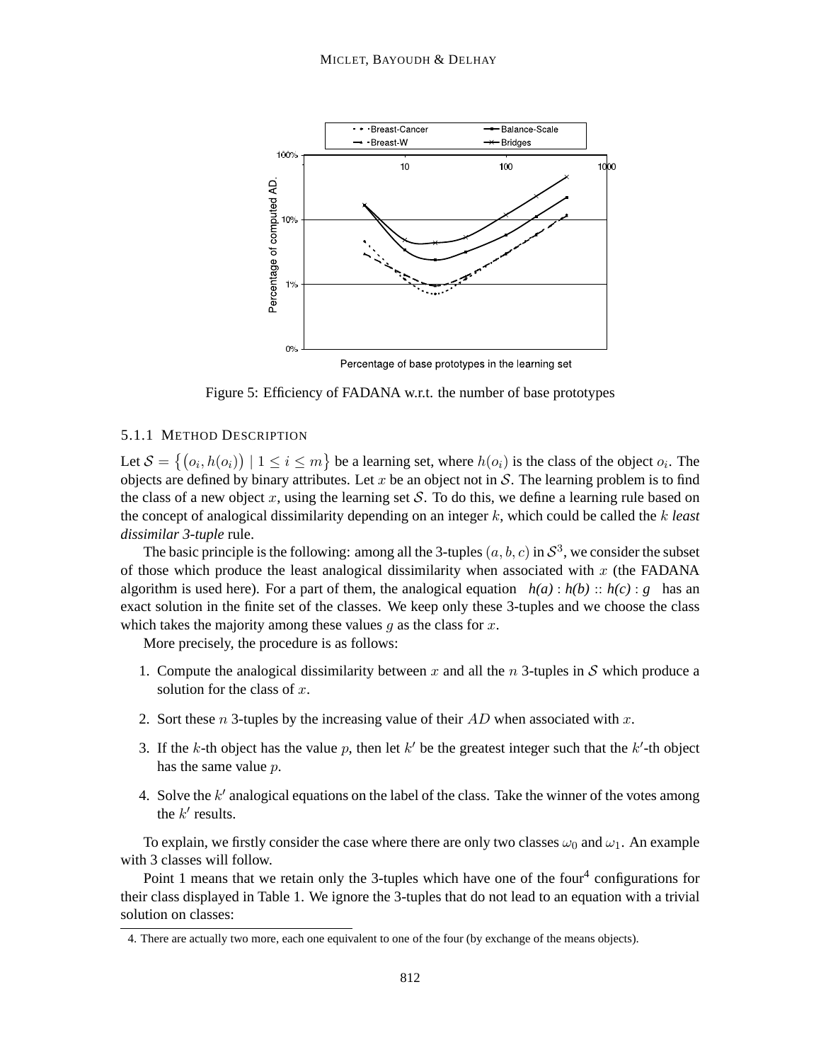Figure 5: Efficiency of FADANA w.r.t. the number of base prototypes

### 5.1.1 Method Description

Let $\mathcal{S} = \{(o_i, h(o_i)) \mid 1 \leq i \leq m\}$ be a learning set, where $h(o_i)$ is the class of the object $o_i$. The objects are defined by binary attributes. Let $x$ be an object not in $\mathcal{S}$. The learning problem is to find the class of a new object $x$, using the learning set $\mathcal{S}$. To do this, we define a learning rule based on the concept of analogical dissimilarity depending on an integer $k$, which could be called the $k$ *least dissimilar 3-tuple* rule.

The basic principle is the following: among all the 3-tuples $(a, b, c)$ in $\mathcal{S}^3$, we consider the subset of those which produce the least analogical dissimilarity when associated with $x$ (the FADANA algorithm is used here). For a part of them, the analogical equation ***h(a)*** : ***h(b)*** :: ***h(c)*** : ***g*** has an exact solution in the finite set of the classes. We keep only these 3-tuples and we choose the class which takes the majority among these values $g$ as the class for $x$.

More precisely, the procedure is as follows:

1. Compute the analogical dissimilarity between $x$ and all the $n$ 3-tuples in $\mathcal{S}$ which produce a solution for the class of $x$.
2. Sort these $n$ 3-tuples by the increasing value of their $AD$ when associated with $x$.
3. If the $k$-th object has the value $p$, then let $k'$ be the greatest integer such that the $k'$-th object has the same value $p$.
4. Solve the $k'$ analogical equations on the label of the class. Take the winner of the votes among the $k'$ results.

To explain, we firstly consider the case where there are only two classes $\omega_0$ and $\omega_1$. An example with 3 classes will follow.

Point 1 means that we retain only the 3-tuples which have one of the four[4] configurations for their class displayed in Table 1. We ignore the 3-tuples that do not lead to an equation with a trivial solution on classes:

4. There are actually two more, each one equivalent to one of the four (by exchange of the means objects).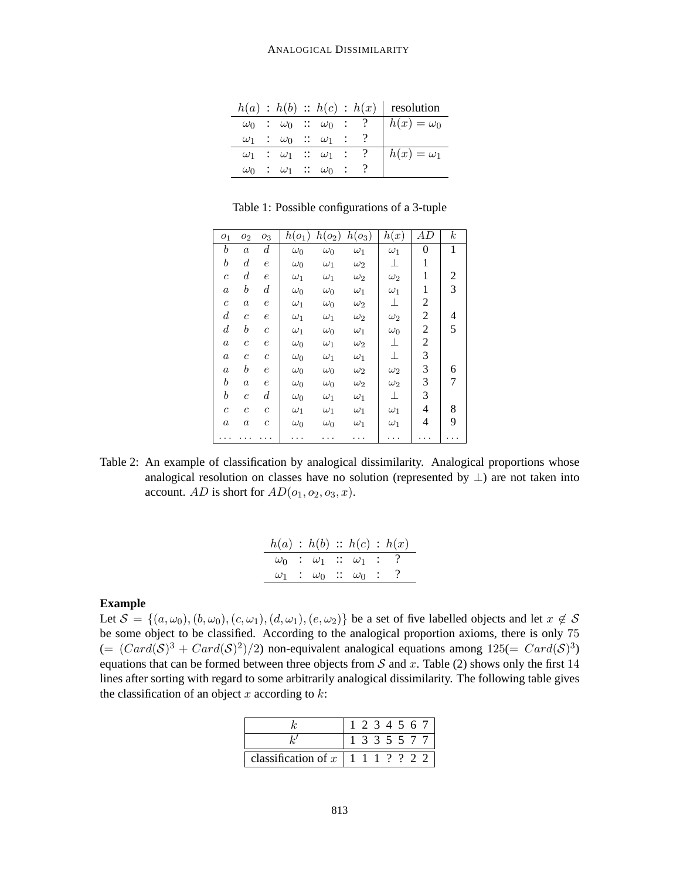| $h(a)$ : $h(b)$ :: $h(c)$ : $h(x)$ | resolution |
|---|---|
| $\omega_0$ : $\omega_0$ :: $\omega_0$ : ? | $h(x) = \omega_0$ |
| $\omega_1$ : $\omega_0$ :: $\omega_1$ : ? | |
| $\omega_1$ : $\omega_1$ :: $\omega_1$ : ? | $h(x) = \omega_1$ |
| $\omega_0$ : $\omega_1$ :: $\omega_0$ : ? | |

Table 1: Possible configurations of a 3-tuple

| $o_1$ | $o_2$ | $o_3$ | $h(o_1)$ | $h(o_2)$ | $h(o_3)$ | $h(x)$ | $AD$ | $k$ |
|---|---|---|---|---|---|---|---|---|
| $b$ | $a$ | $d$ | $\omega_0$ | $\omega_0$ | $\omega_1$ | $\omega_1$ | 0 | 1 |
| $b$ | $d$ | $e$ | $\omega_0$ | $\omega_1$ | $\omega_2$ | $\perp$ | 1 | |
| $c$ | $d$ | $e$ | $\omega_1$ | $\omega_1$ | $\omega_2$ | $\omega_2$ | 1 | 2 |
| $a$ | $b$ | $d$ | $\omega_0$ | $\omega_0$ | $\omega_1$ | $\omega_1$ | 1 | 3 |
| $c$ | $a$ | $e$ | $\omega_1$ | $\omega_0$ | $\omega_2$ | $\perp$ | 2 | |
| $d$ | $c$ | $e$ | $\omega_1$ | $\omega_1$ | $\omega_2$ | $\omega_2$ | 2 | 4 |
| $d$ | $b$ | $c$ | $\omega_1$ | $\omega_0$ | $\omega_1$ | $\omega_0$ | 2 | 5 |
| $a$ | $c$ | $e$ | $\omega_0$ | $\omega_1$ | $\omega_2$ | $\perp$ | 2 | |
| $a$ | $c$ | $c$ | $\omega_0$ | $\omega_1$ | $\omega_1$ | $\perp$ | 3 | |
| $a$ | $b$ | $e$ | $\omega_0$ | $\omega_0$ | $\omega_2$ | $\omega_2$ | 3 | 6 |
| $b$ | $a$ | $e$ | $\omega_0$ | $\omega_0$ | $\omega_2$ | $\omega_2$ | 3 | 7 |
| $b$ | $c$ | $d$ | $\omega_0$ | $\omega_1$ | $\omega_1$ | $\perp$ | 3 | |
| $c$ | $c$ | $c$ | $\omega_1$ | $\omega_1$ | $\omega_1$ | $\omega_1$ | 4 | 8 |
| $a$ | $a$ | $c$ | $\omega_0$ | $\omega_0$ | $\omega_1$ | $\omega_1$ | 4 | 9 |
| ... | ... | ... | ... | ... | ... | ... | ... | ... |

Table 2: An example of classification by analogical dissimilarity. Analogical proportions whose analogical resolution on classes have no solution (represented by $\perp$) are not taken into account. $AD$ is short for $AD(o_1, o_2, o_3, x)$.

| $h(a)$ : $h(b)$ :: $h(c)$ : $h(x)$ |
|---|
| $\omega_0$ : $\omega_1$ :: $\omega_1$ : ? |
| $\omega_1$ : $\omega_0$ :: $\omega_0$ : ? |

**Example**

Let $\mathcal{S} = \{(a, \omega_0), (b, \omega_0), (c, \omega_1), (d, \omega_1), (e, \omega_2)\}$ be a set of five labelled objects and let $x \notin \mathcal{S}$ be some object to be classified. According to the analogical proportion axioms, there is only 75 ($= (Card(\mathcal{S})^3 + Card(\mathcal{S})^2)/2$) non-equivalent analogical equations among $125 (= Card(\mathcal{S})^3)$ equations that can be formed between three objects from $\mathcal{S}$ and $x$. Table (2) shows only the first 14 lines after sorting with regard to some arbitrarily analogical dissimilarity. The following table gives the classification of an object $x$ according to $k$:

| $k$ | 1 | 2 | 3 | 4 | 5 | 6 | 7 |
|---|---|---|---|---|---|---|---|
| $k'$ | 1 | 3 | 3 | 5 | 5 | 7 | 7 |
| classification of $x$ | 1 | 1 | 1 | ? | ? | 2 | 2 |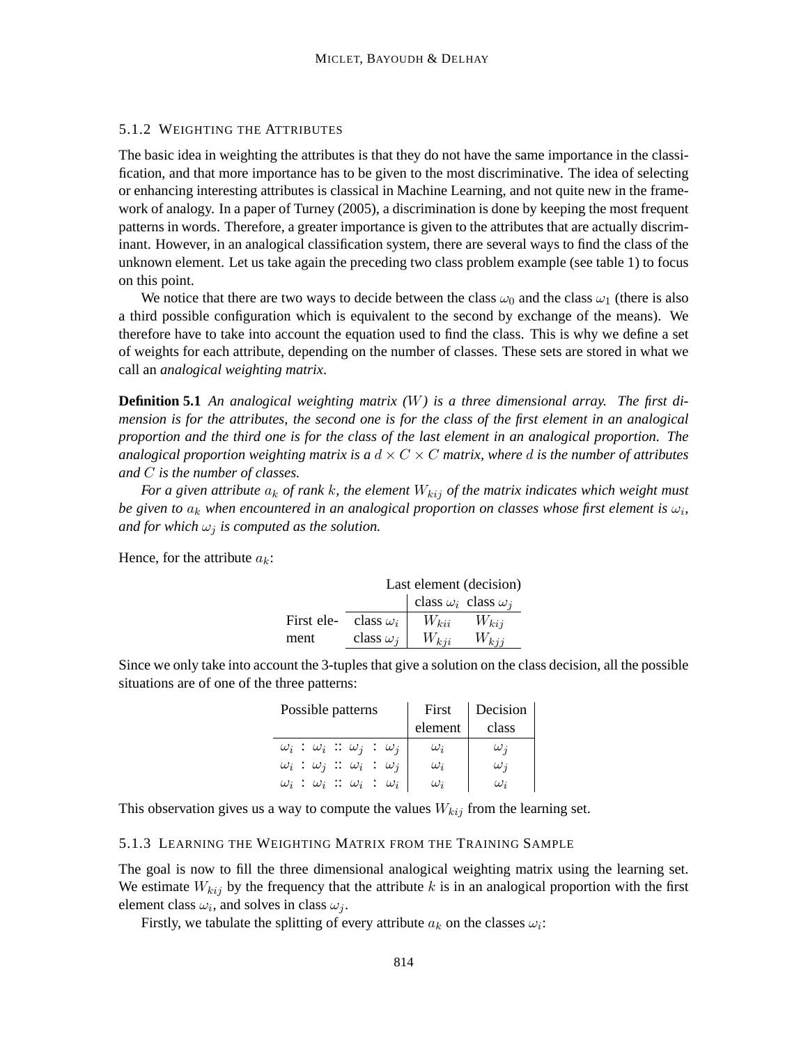#### 5.1.2 Weighting the Attributes

The basic idea in weighting the attributes is that they do not have the same importance in the classification, and that more importance has to be given to the most discriminative. The idea of selecting or enhancing interesting attributes is classical in Machine Learning, and not quite new in the framework of analogy. In a paper of Turney (2005), a discrimination is done by keeping the most frequent patterns in words. Therefore, a greater importance is given to the attributes that are actually discriminant. However, in an analogical classification system, there are several ways to find the class of the unknown element. Let us take again the preceding two class problem example (see table 1) to focus on this point.

We notice that there are two ways to decide between the class $\omega_0$ and the class $\omega_1$ (there is also a third possible configuration which is equivalent to the second by exchange of the means). We therefore have to take into account the equation used to find the class. This is why we define a set of weights for each attribute, depending on the number of classes. These sets are stored in what we call an *analogical weighting matrix*.

**Definition 5.1** *An analogical weighting matrix ($W$) is a three dimensional array. The first dimension is for the attributes, the second one is for the class of the first element in an analogical proportion and the third one is for the class of the last element in an analogical proportion. The analogical proportion weighting matrix is a $d \times C \times C$ matrix, where $d$ is the number of attributes and $C$ is the number of classes.*

*For a given attribute $a_k$ of rank $k$, the element $W_{kij}$ of the matrix indicates which weight must be given to $a_k$ when encountered in an analogical proportion on classes whose first element is $\omega_i$, and for which $\omega_j$ is computed as the solution.*

Hence, for the attribute $a_k$:

| | | Last element (decision) | |
|---|---|---|---|
| | | class $\omega_i$ | class $\omega_j$ |
| First element | class $\omega_i$ | $W_{kii}$ | $W_{kij}$ |
| | class $\omega_j$ | $W_{kji}$ | $W_{kjj}$ |

Since we only take into account the 3-tuples that give a solution on the class decision, all the possible situations are of one of the three patterns:

| Possible patterns | First element | Decision class |
|---|---|---|
| $\omega_i : \omega_i :: \omega_j : \omega_j$ | $\omega_i$ | $\omega_j$ |
| $\omega_i : \omega_j :: \omega_i : \omega_j$ | $\omega_i$ | $\omega_j$ |
| $\omega_i : \omega_i :: \omega_i : \omega_i$ | $\omega_i$ | $\omega_i$ |

This observation gives us a way to compute the values $W_{kij}$ from the learning set.

#### 5.1.3 Learning the Weighting Matrix from the Training Sample

The goal is now to fill the three dimensional analogical weighting matrix using the learning set. We estimate $W_{kij}$ by the frequency that the attribute $k$ is in an analogical proportion with the first element class $\omega_i$, and solves in class $\omega_j$.

Firstly, we tabulate the splitting of every attribute $a_k$ on the classes $\omega_i$: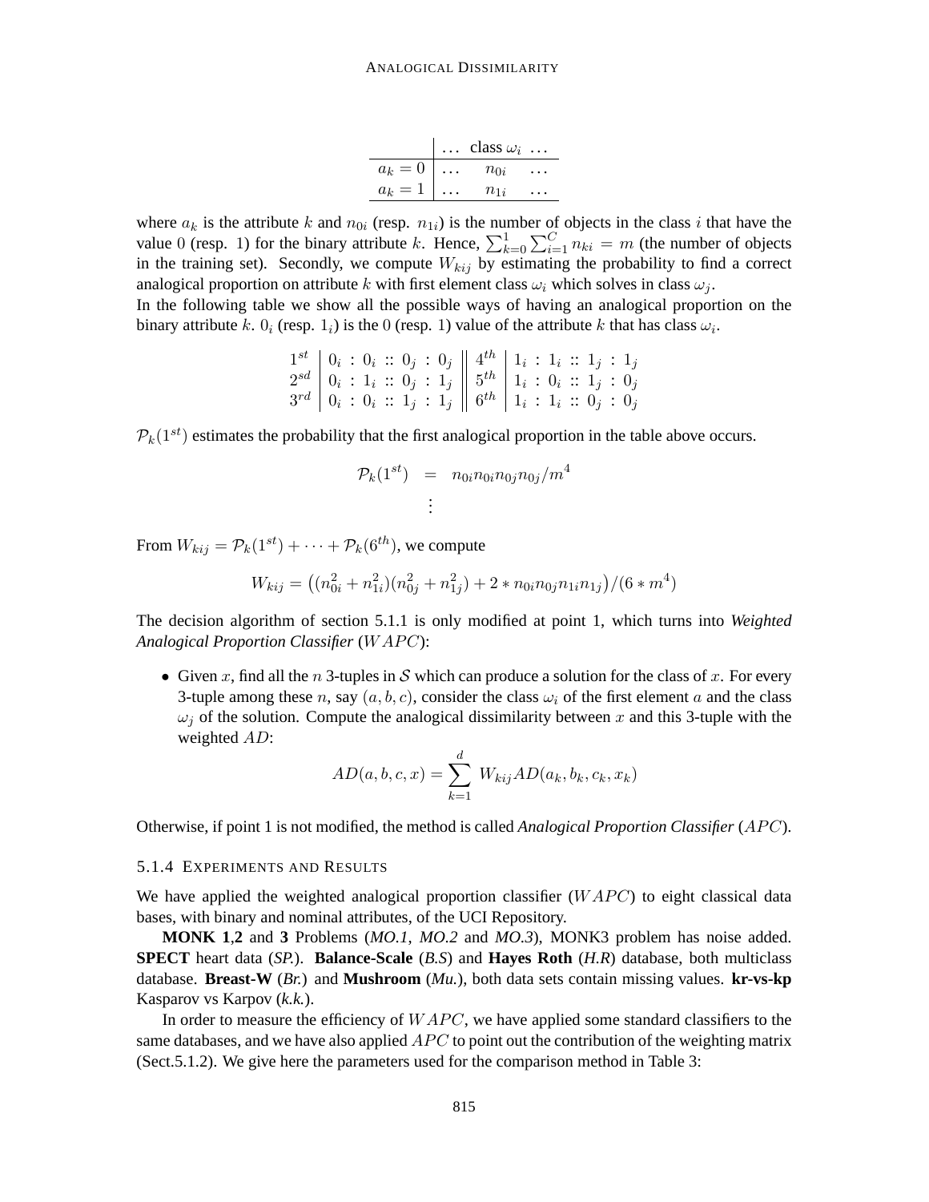| | ... class $\omega_i$ ... | | |
|---|---|---|---|
| $a_k = 0$ | ... | $n_{0i}$ | ... |
| $a_k = 1$ | ... | $n_{1i}$ | ... |

where $a_k$ is the attribute $k$ and $n_{0i}$ (resp. $n_{1i}$) is the number of objects in the class $i$ that have the value 0 (resp. 1) for the binary attribute $k$. Hence, $\sum_{k=0}^{1}\sum_{i=1}^{C} n_{ki} = m$ (the number of objects in the training set). Secondly, we compute $W_{kij}$ by estimating the probability to find a correct analogical proportion on attribute $k$ with first element class $\omega_i$ which solves in class $\omega_j$.

In the following table we show all the possible ways of having an analogical proportion on the binary attribute $k$. $0_i$ (resp. $1_i$) is the 0 (resp. 1) value of the attribute $k$ that has class $\omega_i$.

| | | | |
|---|---|---|---|
| $1^{st}$ | $0_i : 0_i :: 0_j : 0_j$ | $4^{th}$ | $1_i : 1_i :: 1_j : 1_j$ |
| $2^{sd}$ | $0_i : 1_i :: 0_j : 1_j$ | $5^{th}$ | $1_i : 0_i :: 1_j : 0_j$ |
| $3^{rd}$ | $0_i : 0_i :: 1_j : 1_j$ | $6^{th}$ | $1_i : 1_i :: 0_j : 0_j$ |

$\mathcal{P}_k(1^{st})$ estimates the probability that the first analogical proportion in the table above occurs.

$$\mathcal{P}_k(1^{st}) = n_{0i}n_{0i}n_{0j}n_{0j}/m^4$$
$$\vdots$$

From $W_{kij} = \mathcal{P}_k(1^{st}) + \cdots + \mathcal{P}_k(6^{th})$, we compute

$$W_{kij} = \left((n_{0i}^2 + n_{1i}^2)(n_{0j}^2 + n_{1j}^2) + 2 * n_{0i}n_{0j}n_{1i}n_{1j}\right)/(6 * m^4)$$

The decision algorithm of section 5.1.1 is only modified at point 1, which turns into *Weighted Analogical Proportion Classifier* ($WAPC$):

- Given $x$, find all the $n$ 3-tuples in $\mathcal{S}$ which can produce a solution for the class of $x$. For every 3-tuple among these $n$, say $(a, b, c)$, consider the class $\omega_i$ of the first element $a$ and the class $\omega_j$ of the solution. Compute the analogical dissimilarity between $x$ and this 3-tuple with the weighted $AD$:

$$AD(a, b, c, x) = \sum_{k=1}^{d} W_{kij} AD(a_k, b_k, c_k, x_k)$$

Otherwise, if point 1 is not modified, the method is called *Analogical Proportion Classifier* ($APC$).

### 5.1.4 Experiments and Results

We have applied the weighted analogical proportion classifier ($WAPC$) to eight classical data bases, with binary and nominal attributes, of the UCI Repository.

**MONK 1**,**2** and **3** Problems (*MO.1*, *MO.2* and *MO.3*), MONK3 problem has noise added. **SPECT** heart data (*SP.*). **Balance-Scale** (*B.S*) and **Hayes Roth** (*H.R*) database, both multiclass database. **Breast-W** (*Br.*) and **Mushroom** (*Mu.*), both data sets contain missing values. **kr-vs-kp** Kasparov vs Karpov (*k.k.*).

In order to measure the efficiency of $WAPC$, we have applied some standard classifiers to the same databases, and we have also applied $APC$ to point out the contribution of the weighting matrix (Sect.5.1.2). We give here the parameters used for the comparison method in Table 3: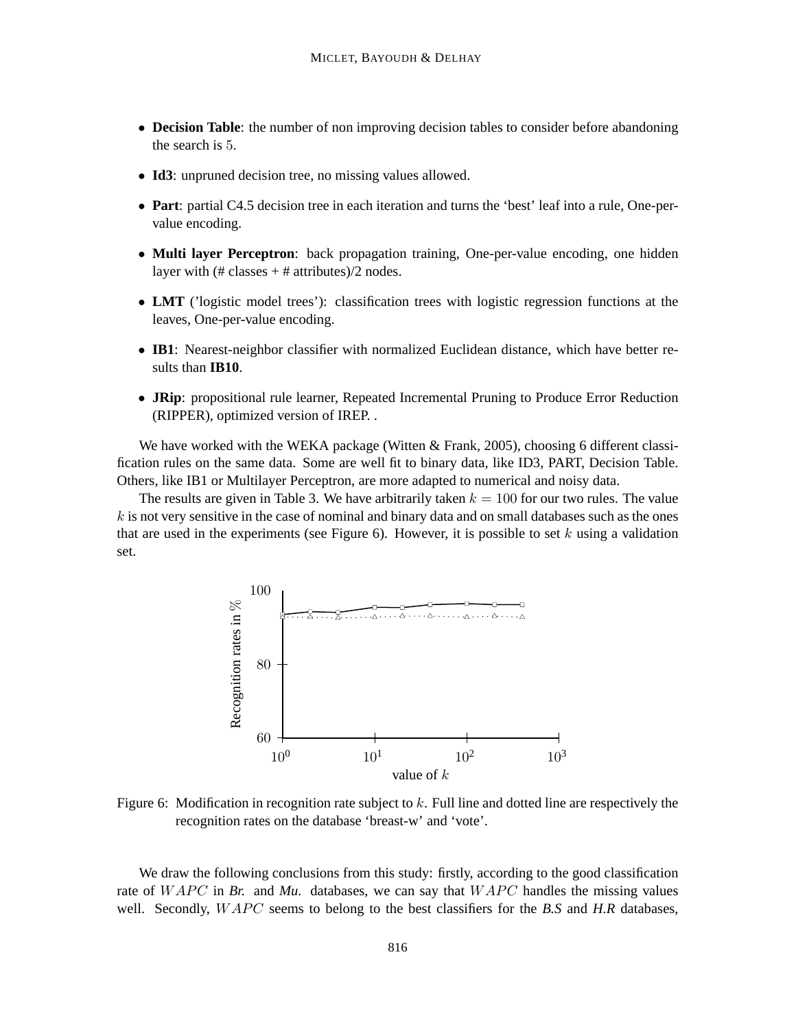- **Decision Table**: the number of non improving decision tables to consider before abandoning the search is 5.
- **Id3**: unpruned decision tree, no missing values allowed.
- **Part**: partial C4.5 decision tree in each iteration and turns the 'best' leaf into a rule, One-per-value encoding.
- **Multi layer Perceptron**: back propagation training, One-per-value encoding, one hidden layer with (# classes + # attributes)/2 nodes.
- **LMT** ('logistic model trees'): classification trees with logistic regression functions at the leaves, One-per-value encoding.
- **IB1**: Nearest-neighbor classifier with normalized Euclidean distance, which have better results than **IB10**.
- **JRip**: propositional rule learner, Repeated Incremental Pruning to Produce Error Reduction (RIPPER), optimized version of IREP. .

We have worked with the WEKA package (Witten & Frank, 2005), choosing 6 different classification rules on the same data. Some are well fit to binary data, like ID3, PART, Decision Table. Others, like IB1 or Multilayer Perceptron, are more adapted to numerical and noisy data.

The results are given in Table 3. We have arbitrarily taken $k = 100$ for our two rules. The value $k$ is not very sensitive in the case of nominal and binary data and on small databases such as the ones that are used in the experiments (see Figure 6). However, it is possible to set $k$ using a validation set.

Figure 6: Modification in recognition rate subject to $k$. Full line and dotted line are respectively the recognition rates on the database 'breast-w' and 'vote'.

We draw the following conclusions from this study: firstly, according to the good classification rate of $WAPC$ in *Br.* and *Mu.* databases, we can say that $WAPC$ handles the missing values well. Secondly, $WAPC$ seems to belong to the best classifiers for the *B.S* and *H.R* databases,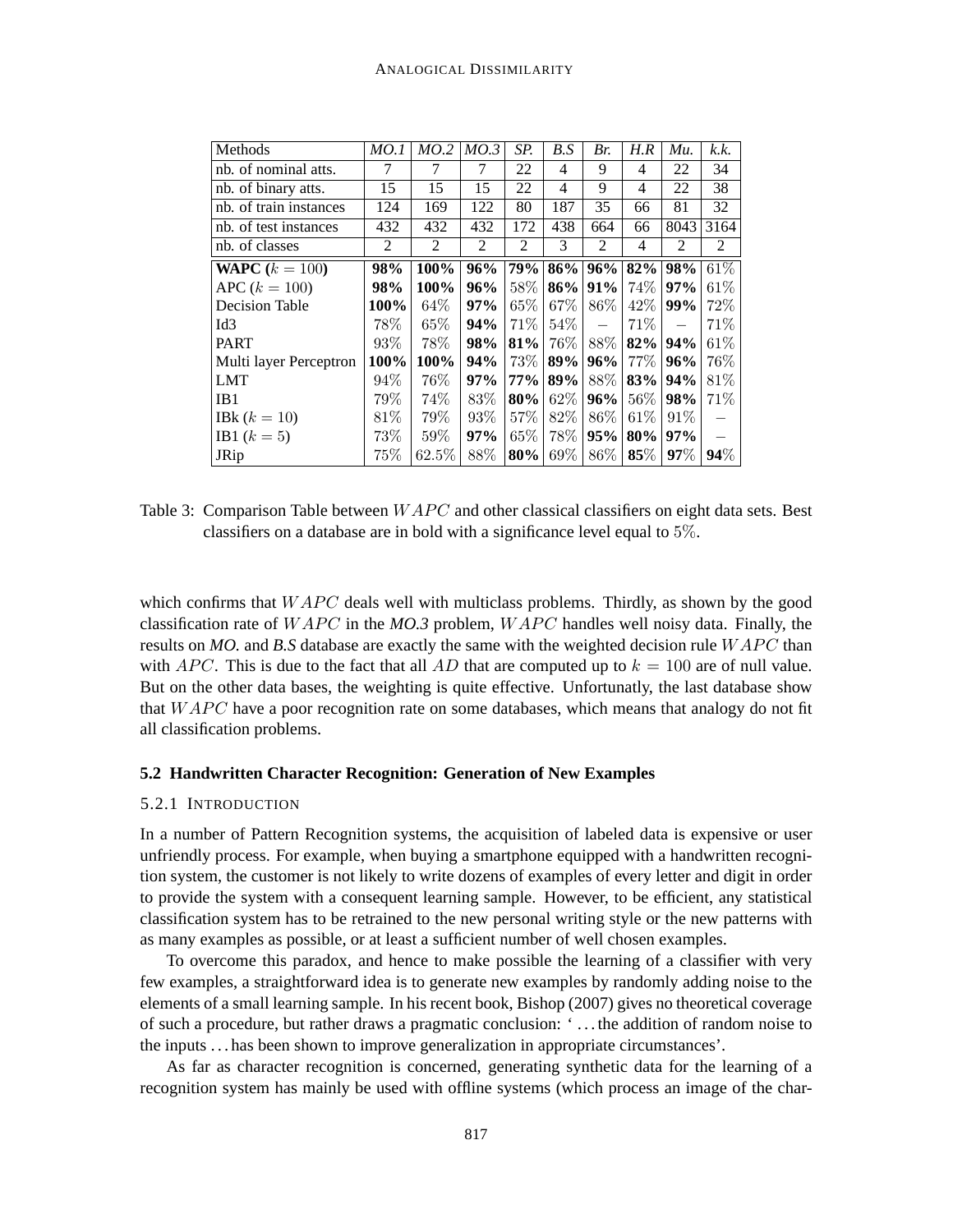| Methods | *MO.1* | *MO.2* | *MO.3* | *SP.* | *B.S* | *Br.* | *H.R* | *Mu.* | *k.k.* |
|---|---|---|---|---|---|---|---|---|---|
| nb. of nominal atts. | 7 | 7 | 7 | 22 | 4 | 9 | 4 | 22 | 34 |
| nb. of binary atts. | 15 | 15 | 15 | 22 | 4 | 9 | 4 | 22 | 38 |
| nb. of train instances | 124 | 169 | 122 | 80 | 187 | 35 | 66 | 81 | 32 |
| nb. of test instances | 432 | 432 | 432 | 172 | 438 | 664 | 66 | 8043 | 3164 |
| nb. of classes | 2 | 2 | 2 | 2 | 3 | 2 | 4 | 2 | 2 |
| **WAPC ($k = 100$)** | **98%** | **100%** | **96%** | **79%** | **86%** | **96%** | **82%** | **98%** | 61% |
| APC ($k = 100$) | **98%** | **100%** | **96%** | 58% | **86%** | **91%** | 74% | **97%** | 61% |
| Decision Table | **100%** | 64% | **97%** | 65% | 67% | 86% | 42% | **99%** | 72% |
| Id3 | 78% | 65% | **94%** | 71% | 54% | – | 71% | – | 71% |
| PART | 93% | 78% | **98%** | **81%** | 76% | 88% | **82%** | **94%** | 61% |
| Multi layer Perceptron | **100%** | **100%** | **94%** | 73% | **89%** | **96%** | 77% | **96%** | 76% |
| LMT | 94% | 76% | **97%** | **77%** | **89%** | 88% | **83%** | **94%** | 81% |
| IB1 | 79% | 74% | 83% | **80%** | 62% | **96%** | 56% | **98%** | 71% |
| IBk ($k = 10$) | 81% | 79% | 93% | 57% | 82% | 86% | 61% | 91% | – |
| IB1 ($k = 5$) | 73% | 59% | **97%** | 65% | 78% | **95%** | **80%** | **97%** | – |
| JRip | 75% | 62.5% | 88% | **80%** | 69% | 86% | **85%** | **97%** | **94%** |

Table 3: Comparison Table between $WAPC$ and other classical classifiers on eight data sets. Best classifiers on a database are in bold with a significance level equal to 5%.

which confirms that $WAPC$ deals well with multiclass problems. Thirdly, as shown by the good classification rate of $WAPC$ in the *MO.3* problem, $WAPC$ handles well noisy data. Finally, the results on *MO.* and *B.S* database are exactly the same with the weighted decision rule $WAPC$ than with $APC$. This is due to the fact that all $AD$ that are computed up to $k = 100$ are of null value. But on the other data bases, the weighting is quite effective. Unfortunatly, the last database show that $WAPC$ have a poor recognition rate on some databases, which means that analogy do not fit all classification problems.

### 5.2 Handwritten Character Recognition: Generation of New Examples

#### 5.2.1 Introduction

In a number of Pattern Recognition systems, the acquisition of labeled data is expensive or user unfriendly process. For example, when buying a smartphone equipped with a handwritten recognition system, the customer is not likely to write dozens of examples of every letter and digit in order to provide the system with a consequent learning sample. However, to be efficient, any statistical classification system has to be retrained to the new personal writing style or the new patterns with as many examples as possible, or at least a sufficient number of well chosen examples.

To overcome this paradox, and hence to make possible the learning of a classifier with very few examples, a straightforward idea is to generate new examples by randomly adding noise to the elements of a small learning sample. In his recent book, Bishop (2007) gives no theoretical coverage of such a procedure, but rather draws a pragmatic conclusion: '...the addition of random noise to the inputs ...has been shown to improve generalization in appropriate circumstances'.

As far as character recognition is concerned, generating synthetic data for the learning of a recognition system has mainly be used with offline systems (which process an image of the char-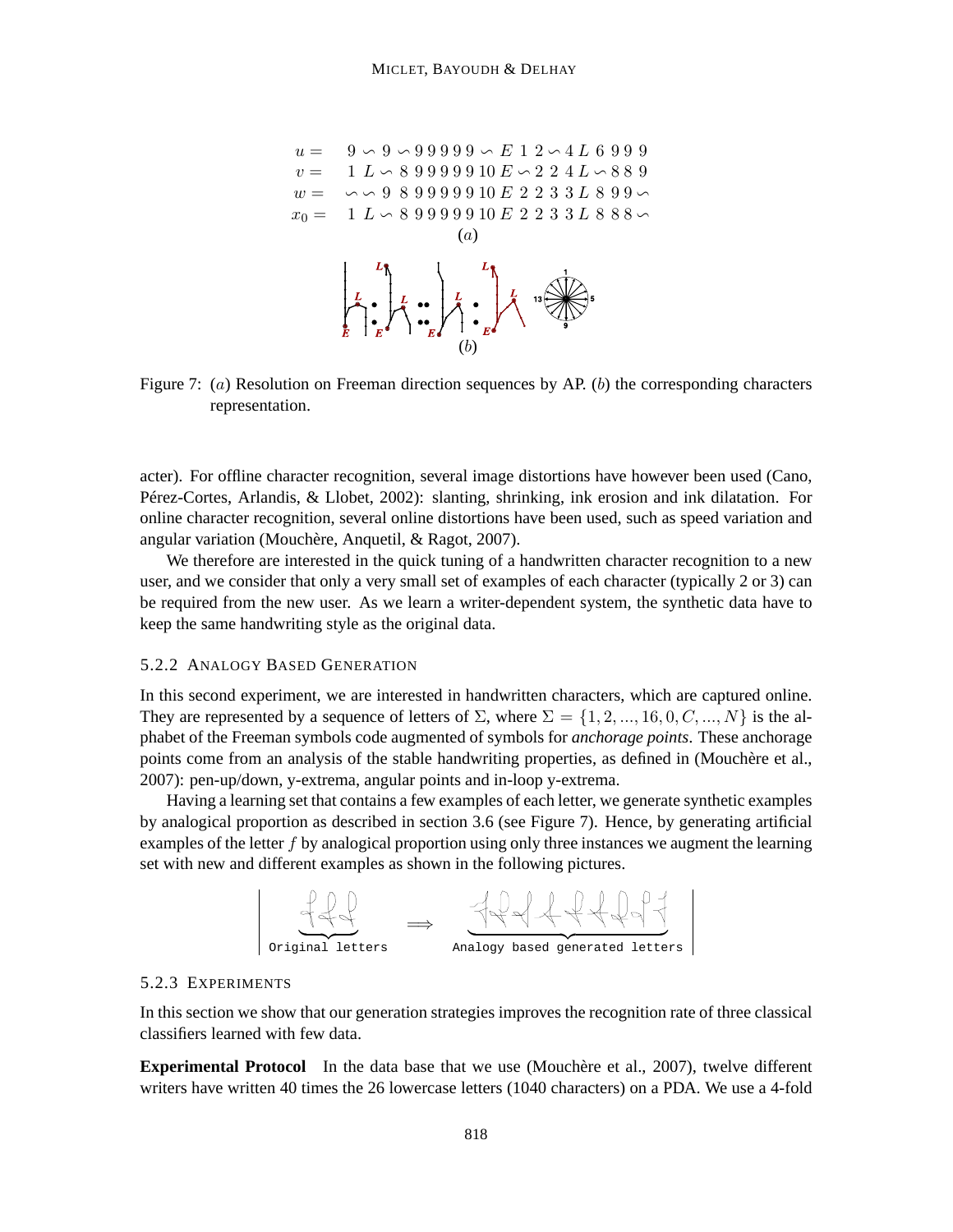$$
\begin{aligned}
u &= \; 9 \backsim 9 \backsim 9\,9\,9\,9\,9 \backsim E\ 1\ 2 \backsim 4\ L\ 6\ 9\ 9\ 9 \\
v &= \; 1\ L \backsim 8\ 9\,9\,9\,9\,9\,10\ E \backsim 2\ 2\ 4\ L \backsim 8\ 8\ 9 \\
w &= \; \backsim \backsim 9\ 8\ 9\,9\,9\,9\,9\,10\ E\ 2\ 2\ 3\ 3\ L\ 8\ 9\ 9 \backsim \\
x_0 &= \; 1\ L \backsim 8\ 9\,9\,9\,9\,9\,10\ E\ 2\ 2\ 3\ 3\ L\ 8\ 8\ 8 \backsim
\end{aligned}
$$

$(a)$

$(b)$

Figure 7: $(a)$ Resolution on Freeman direction sequences by AP. $(b)$ the corresponding characters representation.

acter). For offline character recognition, several image distortions have however been used (Cano, Pérez-Cortes, Arlandis, & Llobet, 2002): slanting, shrinking, ink erosion and ink dilatation. For online character recognition, several online distortions have been used, such as speed variation and angular variation (Mouchère, Anquetil, & Ragot, 2007).

We therefore are interested in the quick tuning of a handwritten character recognition to a new user, and we consider that only a very small set of examples of each character (typically 2 or 3) can be required from the new user. As we learn a writer-dependent system, the synthetic data have to keep the same handwriting style as the original data.

### 5.2.2 Analogy Based Generation

In this second experiment, we are interested in handwritten characters, which are captured online. They are represented by a sequence of letters of $\Sigma$, where $\Sigma = \{1, 2, ..., 16, 0, C, ..., N\}$ is the alphabet of the Freeman symbols code augmented of symbols for *anchorage points*. These anchorage points come from an analysis of the stable handwriting properties, as defined in (Mouchère et al., 2007): pen-up/down, y-extrema, angular points and in-loop y-extrema.

Having a learning set that contains a few examples of each letter, we generate synthetic examples by analogical proportion as described in section 3.6 (see Figure 7). Hence, by generating artificial examples of the letter $f$ by analogical proportion using only three instances we augment the learning set with new and different examples as shown in the following pictures.

Original letters $\Longrightarrow$ Analogy based generated letters

### 5.2.3 Experiments

In this section we show that our generation strategies improves the recognition rate of three classical classifiers learned with few data.

**Experimental Protocol** In the data base that we use (Mouchère et al., 2007), twelve different writers have written 40 times the 26 lowercase letters (1040 characters) on a PDA. We use a 4-fold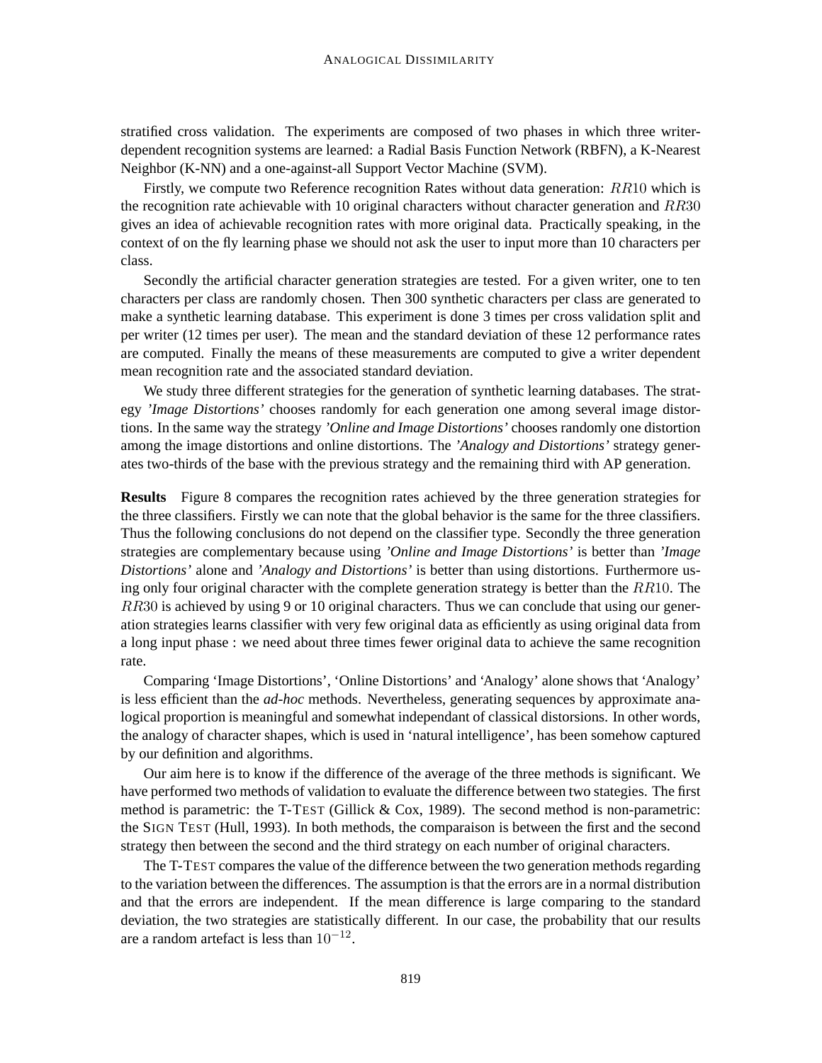stratified cross validation. The experiments are composed of two phases in which three writer-dependent recognition systems are learned: a Radial Basis Function Network (RBFN), a K-Nearest Neighbor (K-NN) and a one-against-all Support Vector Machine (SVM).

Firstly, we compute two Reference recognition Rates without data generation: $RR10$ which is the recognition rate achievable with 10 original characters without character generation and $RR30$ gives an idea of achievable recognition rates with more original data. Practically speaking, in the context of on the fly learning phase we should not ask the user to input more than 10 characters per class.

Secondly the artificial character generation strategies are tested. For a given writer, one to ten characters per class are randomly chosen. Then 300 synthetic characters per class are generated to make a synthetic learning database. This experiment is done 3 times per cross validation split and per writer (12 times per user). The mean and the standard deviation of these 12 performance rates are computed. Finally the means of these measurements are computed to give a writer dependent mean recognition rate and the associated standard deviation.

We study three different strategies for the generation of synthetic learning databases. The strategy *'Image Distortions'* chooses randomly for each generation one among several image distortions. In the same way the strategy *'Online and Image Distortions'* chooses randomly one distortion among the image distortions and online distortions. The *'Analogy and Distortions'* strategy generates two-thirds of the base with the previous strategy and the remaining third with AP generation.

**Results** Figure 8 compares the recognition rates achieved by the three generation strategies for the three classifiers. Firstly we can note that the global behavior is the same for the three classifiers. Thus the following conclusions do not depend on the classifier type. Secondly the three generation strategies are complementary because using *'Online and Image Distortions'* is better than *'Image Distortions'* alone and *'Analogy and Distortions'* is better than using distortions. Furthermore using only four original character with the complete generation strategy is better than the $RR10$. The $RR30$ is achieved by using 9 or 10 original characters. Thus we can conclude that using our generation strategies learns classifier with very few original data as efficiently as using original data from a long input phase : we need about three times fewer original data to achieve the same recognition rate.

Comparing 'Image Distortions', 'Online Distortions' and 'Analogy' alone shows that 'Analogy' is less efficient than the *ad-hoc* methods. Nevertheless, generating sequences by approximate analogical proportion is meaningful and somewhat independant of classical distorsions. In other words, the analogy of character shapes, which is used in 'natural intelligence', has been somehow captured by our definition and algorithms.

Our aim here is to know if the difference of the average of the three methods is significant. We have performed two methods of validation to evaluate the difference between two stategies. The first method is parametric: the T-TEST (Gillick & Cox, 1989). The second method is non-parametric: the SIGN TEST (Hull, 1993). In both methods, the comparaison is between the first and the second strategy then between the second and the third strategy on each number of original characters.

The T-TEST compares the value of the difference between the two generation methods regarding to the variation between the differences. The assumption is that the errors are in a normal distribution and that the errors are independent. If the mean difference is large comparing to the standard deviation, the two strategies are statistically different. In our case, the probability that our results are a random artefact is less than $10^{-12}$.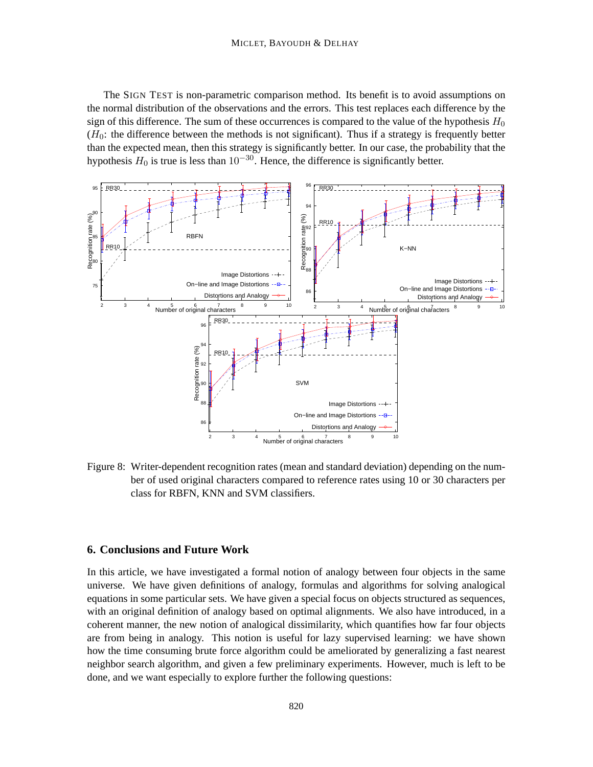The SIGN TEST is non-parametric comparison method. Its benefit is to avoid assumptions on the normal distribution of the observations and the errors. This test replaces each difference by the sign of this difference. The sum of these occurrences is compared to the value of the hypothesis $H_0$ ($H_0$: the difference between the methods is not significant). Thus if a strategy is frequently better than the expected mean, then this strategy is significantly better. In our case, the probability that the hypothesis $H_0$ is true is less than $10^{-30}$. Hence, the difference is significantly better.

Figure 8: Writer-dependent recognition rates (mean and standard deviation) depending on the number of used original characters compared to reference rates using 10 or 30 characters per class for RBFN, KNN and SVM classifiers.

## 6. Conclusions and Future Work

In this article, we have investigated a formal notion of analogy between four objects in the same universe. We have given definitions of analogy, formulas and algorithms for solving analogical equations in some particular sets. We have given a special focus on objects structured as sequences, with an original definition of analogy based on optimal alignments. We also have introduced, in a coherent manner, the new notion of analogical dissimilarity, which quantifies how far four objects are from being in analogy. This notion is useful for lazy supervised learning: we have shown how the time consuming brute force algorithm could be ameliorated by generalizing a fast nearest neighbor search algorithm, and given a few preliminary experiments. However, much is left to be done, and we want especially to explore further the following questions: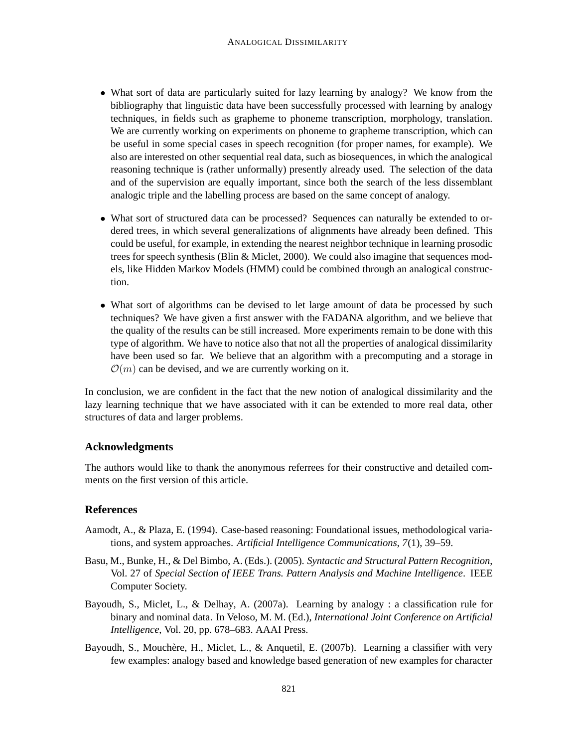- What sort of data are particularly suited for lazy learning by analogy? We know from the bibliography that linguistic data have been successfully processed with learning by analogy techniques, in fields such as grapheme to phoneme transcription, morphology, translation. We are currently working on experiments on phoneme to grapheme transcription, which can be useful in some special cases in speech recognition (for proper names, for example). We also are interested on other sequential real data, such as biosequences, in which the analogical reasoning technique is (rather unformally) presently already used. The selection of the data and of the supervision are equally important, since both the search of the less dissemblant analogic triple and the labelling process are based on the same concept of analogy.

- What sort of structured data can be processed? Sequences can naturally be extended to ordered trees, in which several generalizations of alignments have already been defined. This could be useful, for example, in extending the nearest neighbor technique in learning prosodic trees for speech synthesis (Blin & Miclet, 2000). We could also imagine that sequences models, like Hidden Markov Models (HMM) could be combined through an analogical construction.

- What sort of algorithms can be devised to let large amount of data be processed by such techniques? We have given a first answer with the FADANA algorithm, and we believe that the quality of the results can be still increased. More experiments remain to be done with this type of algorithm. We have to notice also that not all the properties of analogical dissimilarity have been used so far. We believe that an algorithm with a precomputing and a storage in $\mathcal{O}(m)$ can be devised, and we are currently working on it.

In conclusion, we are confident in the fact that the new notion of analogical dissimilarity and the lazy learning technique that we have associated with it can be extended to more real data, other structures of data and larger problems.

## Acknowledgments

The authors would like to thank the anonymous referrees for their constructive and detailed comments on the first version of this article.

## References

Aamodt, A., & Plaza, E. (1994). Case-based reasoning: Foundational issues, methodological variations, and system approaches. *Artificial Intelligence Communications*, *7*(1), 39–59.

Basu, M., Bunke, H., & Del Bimbo, A. (Eds.). (2005). *Syntactic and Structural Pattern Recognition*, Vol. 27 of *Special Section of IEEE Trans. Pattern Analysis and Machine Intelligence*. IEEE Computer Society.

Bayoudh, S., Miclet, L., & Delhay, A. (2007a). Learning by analogy : a classification rule for binary and nominal data. In Veloso, M. M. (Ed.), *International Joint Conference on Artificial Intelligence*, Vol. 20, pp. 678–683. AAAI Press.

Bayoudh, S., Mouchère, H., Miclet, L., & Anquetil, E. (2007b). Learning a classifier with very few examples: analogy based and knowledge based generation of new examples for character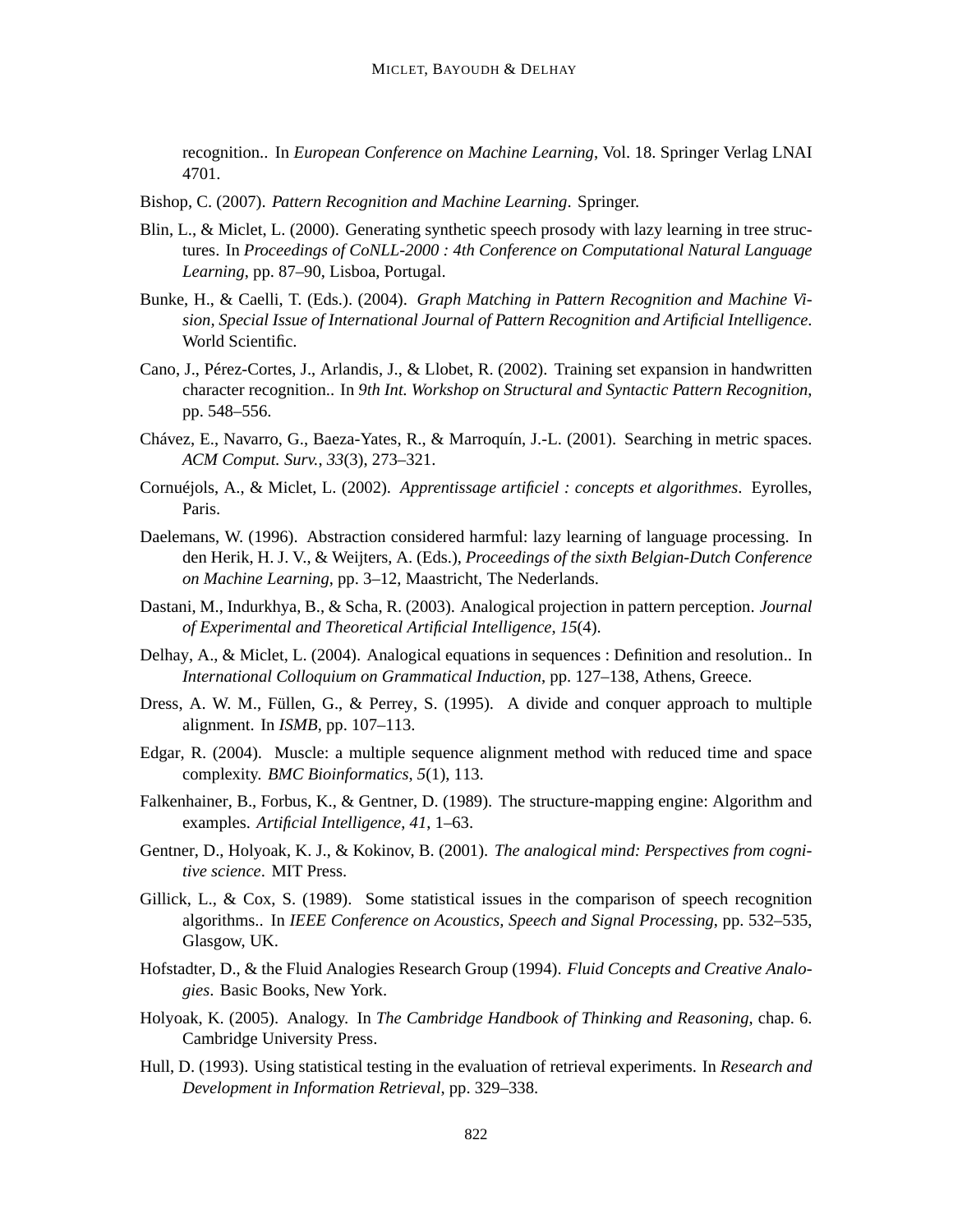recognition.. In *European Conference on Machine Learning*, Vol. 18. Springer Verlag LNAI 4701.

Bishop, C. (2007). *Pattern Recognition and Machine Learning*. Springer.

Blin, L., & Miclet, L. (2000). Generating synthetic speech prosody with lazy learning in tree structures. In *Proceedings of CoNLL-2000 : 4th Conference on Computational Natural Language Learning*, pp. 87–90, Lisboa, Portugal.

Bunke, H., & Caelli, T. (Eds.). (2004). *Graph Matching in Pattern Recognition and Machine Vision, Special Issue of International Journal of Pattern Recognition and Artificial Intelligence*. World Scientific.

Cano, J., Pérez-Cortes, J., Arlandis, J., & Llobet, R. (2002). Training set expansion in handwritten character recognition.. In *9th Int. Workshop on Structural and Syntactic Pattern Recognition*, pp. 548–556.

Chávez, E., Navarro, G., Baeza-Yates, R., & Marroquín, J.-L. (2001). Searching in metric spaces. *ACM Comput. Surv.*, *33*(3), 273–321.

Cornuéjols, A., & Miclet, L. (2002). *Apprentissage artificiel : concepts et algorithmes*. Eyrolles, Paris.

Daelemans, W. (1996). Abstraction considered harmful: lazy learning of language processing. In den Herik, H. J. V., & Weijters, A. (Eds.), *Proceedings of the sixth Belgian-Dutch Conference on Machine Learning*, pp. 3–12, Maastricht, The Nederlands.

Dastani, M., Indurkhya, B., & Scha, R. (2003). Analogical projection in pattern perception. *Journal of Experimental and Theoretical Artificial Intelligence*, *15*(4).

Delhay, A., & Miclet, L. (2004). Analogical equations in sequences : Definition and resolution.. In *International Colloquium on Grammatical Induction*, pp. 127–138, Athens, Greece.

Dress, A. W. M., Füllen, G., & Perrey, S. (1995). A divide and conquer approach to multiple alignment. In *ISMB*, pp. 107–113.

Edgar, R. (2004). Muscle: a multiple sequence alignment method with reduced time and space complexity. *BMC Bioinformatics*, *5*(1), 113.

Falkenhainer, B., Forbus, K., & Gentner, D. (1989). The structure-mapping engine: Algorithm and examples. *Artificial Intelligence*, *41*, 1–63.

Gentner, D., Holyoak, K. J., & Kokinov, B. (2001). *The analogical mind: Perspectives from cognitive science*. MIT Press.

Gillick, L., & Cox, S. (1989). Some statistical issues in the comparison of speech recognition algorithms.. In *IEEE Conference on Acoustics, Speech and Signal Processing*, pp. 532–535, Glasgow, UK.

Hofstadter, D., & the Fluid Analogies Research Group (1994). *Fluid Concepts and Creative Analogies*. Basic Books, New York.

Holyoak, K. (2005). Analogy. In *The Cambridge Handbook of Thinking and Reasoning*, chap. 6. Cambridge University Press.

Hull, D. (1993). Using statistical testing in the evaluation of retrieval experiments. In *Research and Development in Information Retrieval*, pp. 329–338.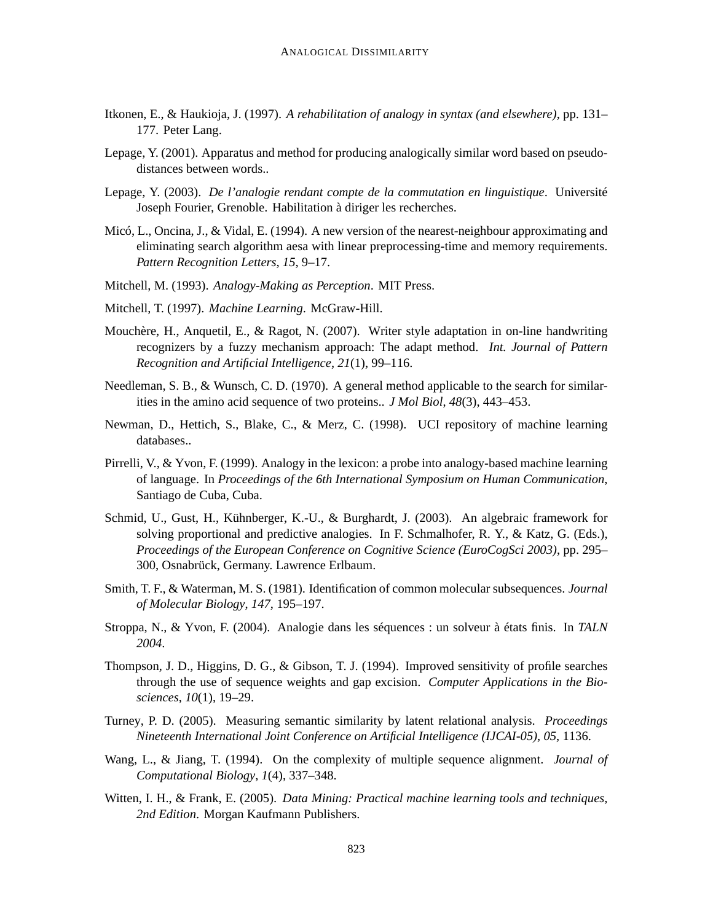Itkonen, E., & Haukioja, J. (1997). *A rehabilitation of analogy in syntax (and elsewhere)*, pp. 131–177. Peter Lang.

Lepage, Y. (2001). Apparatus and method for producing analogically similar word based on pseudo-distances between words..

Lepage, Y. (2003). *De l'analogie rendant compte de la commutation en linguistique*. Université Joseph Fourier, Grenoble. Habilitation à diriger les recherches.

Micó, L., Oncina, J., & Vidal, E. (1994). A new version of the nearest-neighbour approximating and eliminating search algorithm aesa with linear preprocessing-time and memory requirements. *Pattern Recognition Letters*, *15*, 9–17.

Mitchell, M. (1993). *Analogy-Making as Perception*. MIT Press.

Mitchell, T. (1997). *Machine Learning*. McGraw-Hill.

Mouchère, H., Anquetil, E., & Ragot, N. (2007). Writer style adaptation in on-line handwriting recognizers by a fuzzy mechanism approach: The adapt method. *Int. Journal of Pattern Recognition and Artificial Intelligence*, *21*(1), 99–116.

Needleman, S. B., & Wunsch, C. D. (1970). A general method applicable to the search for similarities in the amino acid sequence of two proteins.. *J Mol Biol*, *48*(3), 443–453.

Newman, D., Hettich, S., Blake, C., & Merz, C. (1998). UCI repository of machine learning databases..

Pirrelli, V., & Yvon, F. (1999). Analogy in the lexicon: a probe into analogy-based machine learning of language. In *Proceedings of the 6th International Symposium on Human Communication*, Santiago de Cuba, Cuba.

Schmid, U., Gust, H., Kühnberger, K.-U., & Burghardt, J. (2003). An algebraic framework for solving proportional and predictive analogies. In F. Schmalhofer, R. Y., & Katz, G. (Eds.), *Proceedings of the European Conference on Cognitive Science (EuroCogSci 2003)*, pp. 295–300, Osnabrück, Germany. Lawrence Erlbaum.

Smith, T. F., & Waterman, M. S. (1981). Identification of common molecular subsequences. *Journal of Molecular Biology*, *147*, 195–197.

Stroppa, N., & Yvon, F. (2004). Analogie dans les séquences : un solveur à états finis. In *TALN 2004*.

Thompson, J. D., Higgins, D. G., & Gibson, T. J. (1994). Improved sensitivity of profile searches through the use of sequence weights and gap excision. *Computer Applications in the Biosciences*, *10*(1), 19–29.

Turney, P. D. (2005). Measuring semantic similarity by latent relational analysis. *Proceedings Nineteenth International Joint Conference on Artificial Intelligence (IJCAI-05)*, *05*, 1136.

Wang, L., & Jiang, T. (1994). On the complexity of multiple sequence alignment. *Journal of Computational Biology*, *1*(4), 337–348.

Witten, I. H., & Frank, E. (2005). *Data Mining: Practical machine learning tools and techniques, 2nd Edition*. Morgan Kaufmann Publishers.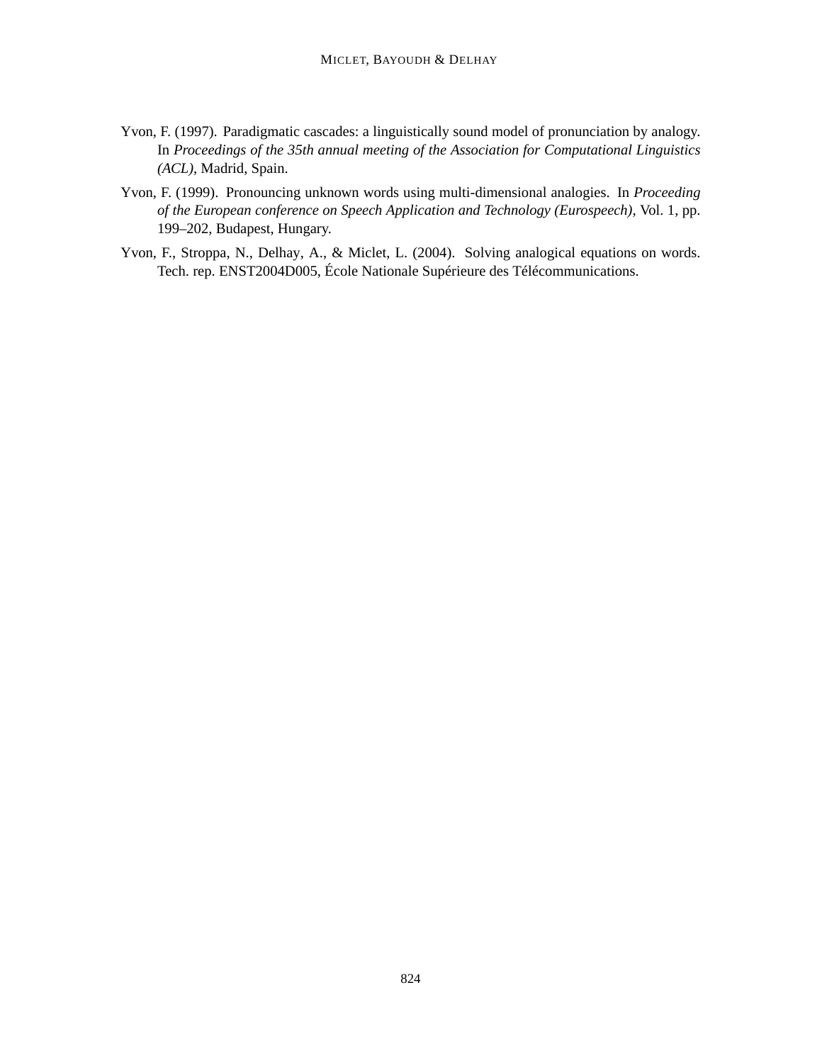Yvon, F. (1997). Paradigmatic cascades: a linguistically sound model of pronunciation by analogy. In *Proceedings of the 35th annual meeting of the Association for Computational Linguistics (ACL)*, Madrid, Spain.

Yvon, F. (1999). Pronouncing unknown words using multi-dimensional analogies. In *Proceeding of the European conference on Speech Application and Technology (Eurospeech)*, Vol. 1, pp. 199–202, Budapest, Hungary.

Yvon, F., Stroppa, N., Delhay, A., & Miclet, L. (2004). Solving analogical equations on words. Tech. rep. ENST2004D005, École Nationale Supérieure des Télécommunications.